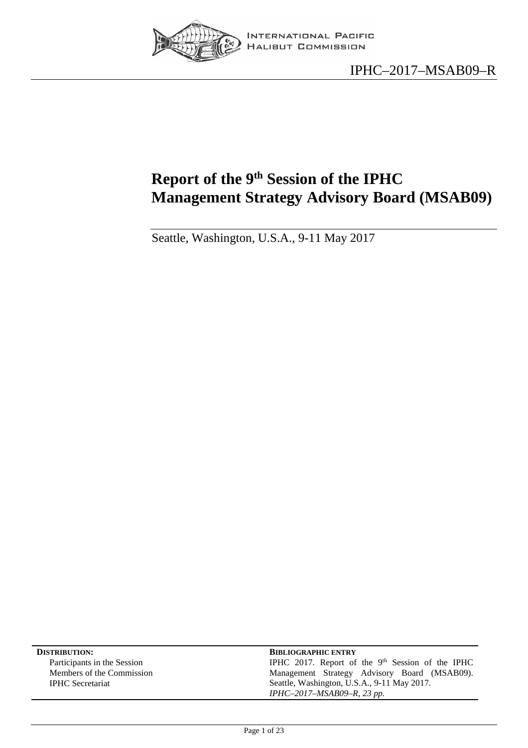INTERNATIONAL PACIFIC HALIBUT COMMISSION

IPHC–2017–MSAB09–R

# Report of the 9th Session of the IPHC Management Strategy Advisory Board (MSAB09)

Seattle, Washington, U.S.A., 9-11 May 2017

| **DISTRIBUTION:** | **BIBLIOGRAPHIC ENTRY** |
| --- | --- |
| Participants in the Session<br>Members of the Commission<br>IPHC Secretariat | IPHC 2017. Report of the 9th Session of the IPHC Management Strategy Advisory Board (MSAB09). Seattle, Washington, U.S.A., 9-11 May 2017.<br>*IPHC–2017–MSAB09–R, 23 pp.* |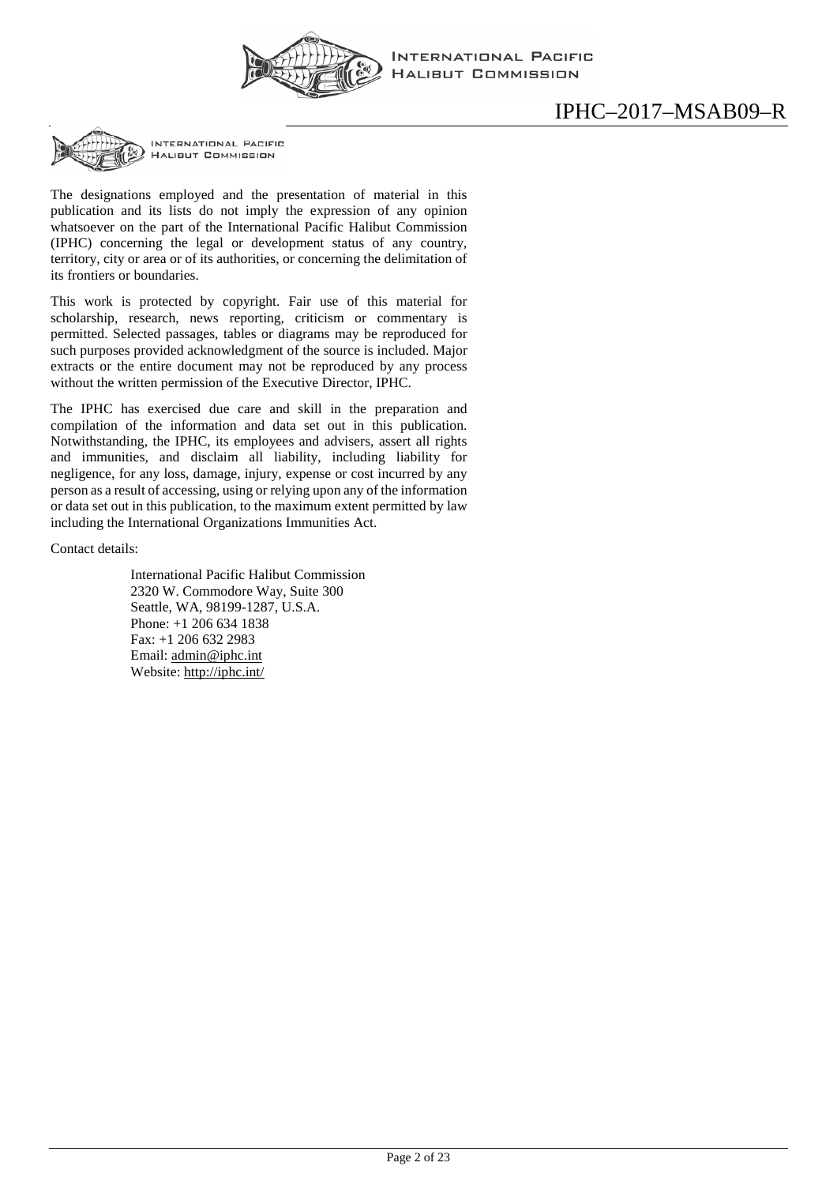The designations employed and the presentation of material in this publication and its lists do not imply the expression of any opinion whatsoever on the part of the International Pacific Halibut Commission (IPHC) concerning the legal or development status of any country, territory, city or area or of its authorities, or concerning the delimitation of its frontiers or boundaries.

This work is protected by copyright. Fair use of this material for scholarship, research, news reporting, criticism or commentary is permitted. Selected passages, tables or diagrams may be reproduced for such purposes provided acknowledgment of the source is included. Major extracts or the entire document may not be reproduced by any process without the written permission of the Executive Director, IPHC.

The IPHC has exercised due care and skill in the preparation and compilation of the information and data set out in this publication. Notwithstanding, the IPHC, its employees and advisers, assert all rights and immunities, and disclaim all liability, including liability for negligence, for any loss, damage, injury, expense or cost incurred by any person as a result of accessing, using or relying upon any of the information or data set out in this publication, to the maximum extent permitted by law including the International Organizations Immunities Act.

Contact details:

International Pacific Halibut Commission
2320 W. Commodore Way, Suite 300
Seattle, WA, 98199-1287, U.S.A.
Phone: +1 206 634 1838
Fax: +1 206 632 2983
Email: admin@iphc.int
Website: http://iphc.int/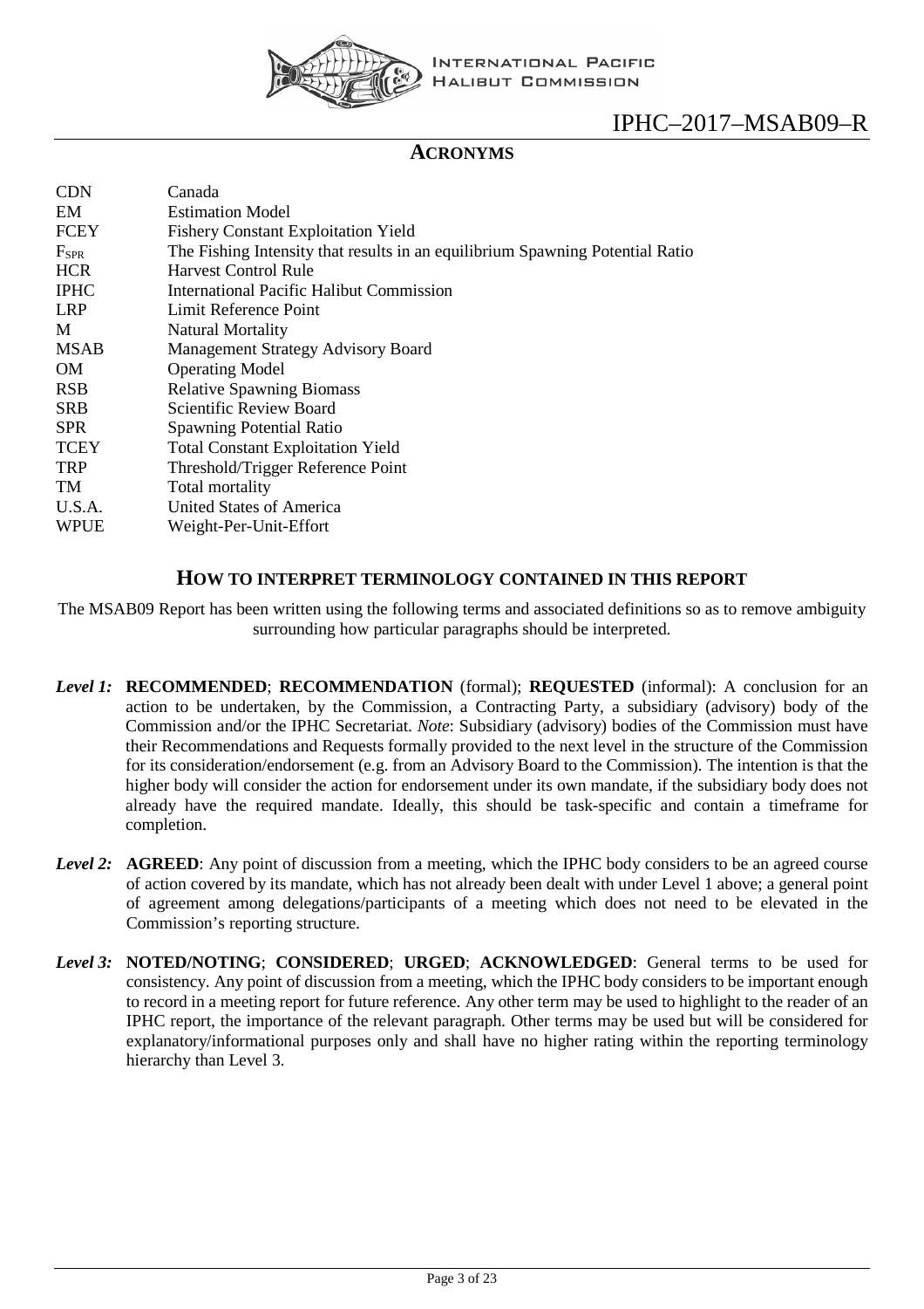## ACRONYMS

| | |
|---|---|
| CDN | Canada |
| EM | Estimation Model |
| FCEY | Fishery Constant Exploitation Yield |
| $F_{SPR}$ | The Fishing Intensity that results in an equilibrium Spawning Potential Ratio |
| HCR | Harvest Control Rule |
| IPHC | International Pacific Halibut Commission |
| LRP | Limit Reference Point |
| M | Natural Mortality |
| MSAB | Management Strategy Advisory Board |
| OM | Operating Model |
| RSB | Relative Spawning Biomass |
| SRB | Scientific Review Board |
| SPR | Spawning Potential Ratio |
| TCEY | Total Constant Exploitation Yield |
| TRP | Threshold/Trigger Reference Point |
| TM | Total mortality |
| U.S.A. | United States of America |
| WPUE | Weight-Per-Unit-Effort |

## HOW TO INTERPRET TERMINOLOGY CONTAINED IN THIS REPORT

The MSAB09 Report has been written using the following terms and associated definitions so as to remove ambiguity surrounding how particular paragraphs should be interpreted.

***Level 1:*** **RECOMMENDED**; **RECOMMENDATION** (formal); **REQUESTED** (informal): A conclusion for an action to be undertaken, by the Commission, a Contracting Party, a subsidiary (advisory) body of the Commission and/or the IPHC Secretariat. *Note*: Subsidiary (advisory) bodies of the Commission must have their Recommendations and Requests formally provided to the next level in the structure of the Commission for its consideration/endorsement (e.g. from an Advisory Board to the Commission). The intention is that the higher body will consider the action for endorsement under its own mandate, if the subsidiary body does not already have the required mandate. Ideally, this should be task-specific and contain a timeframe for completion.

***Level 2:*** **AGREED**: Any point of discussion from a meeting, which the IPHC body considers to be an agreed course of action covered by its mandate, which has not already been dealt with under Level 1 above; a general point of agreement among delegations/participants of a meeting which does not need to be elevated in the Commission's reporting structure.

***Level 3:*** **NOTED/NOTING**; **CONSIDERED**; **URGED**; **ACKNOWLEDGED**: General terms to be used for consistency. Any point of discussion from a meeting, which the IPHC body considers to be important enough to record in a meeting report for future reference. Any other term may be used to highlight to the reader of an IPHC report, the importance of the relevant paragraph. Other terms may be used but will be considered for explanatory/informational purposes only and shall have no higher rating within the reporting terminology hierarchy than Level 3.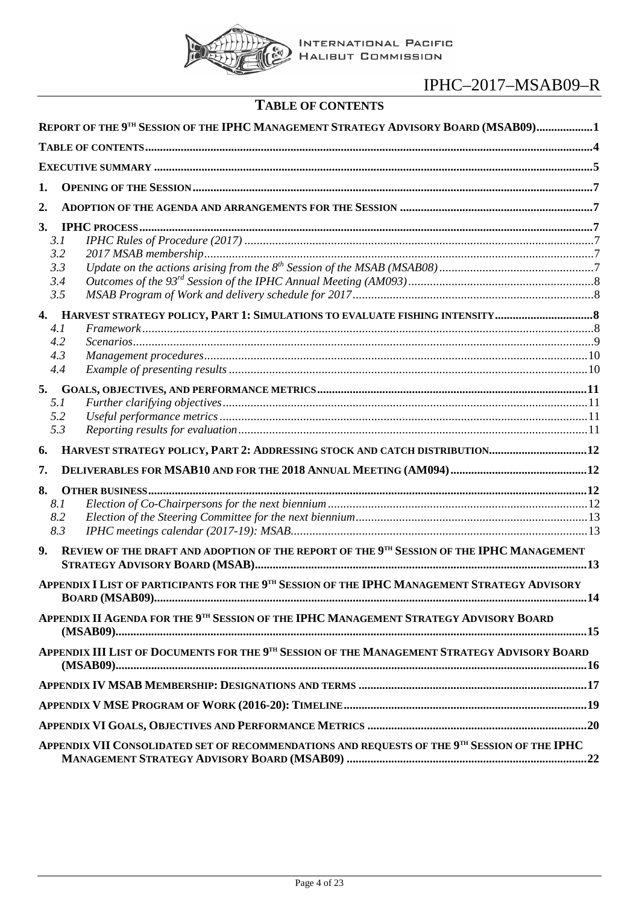## TABLE OF CONTENTS

REPORT OF THE 9TH SESSION OF THE IPHC MANAGEMENT STRATEGY ADVISORY BOARD (MSAB09) ..... 1

TABLE OF CONTENTS ..... 4

EXECUTIVE SUMMARY ..... 5

1. OPENING OF THE SESSION ..... 7
2. ADOPTION OF THE AGENDA AND ARRANGEMENTS FOR THE SESSION ..... 7
3. IPHC PROCESS ..... 7
   - 3.1 *IPHC Rules of Procedure (2017)* ..... 7
   - 3.2 *2017 MSAB membership* ..... 7
   - 3.3 *Update on the actions arising from the 8th Session of the MSAB (MSAB08)* ..... 7
   - 3.4 *Outcomes of the 93rd Session of the IPHC Annual Meeting (AM093)* ..... 8
   - 3.5 *MSAB Program of Work and delivery schedule for 2017* ..... 8
4. HARVEST STRATEGY POLICY, PART 1: SIMULATIONS TO EVALUATE FISHING INTENSITY ..... 8
   - 4.1 *Framework* ..... 8
   - 4.2 *Scenarios* ..... 9
   - 4.3 *Management procedures* ..... 10
   - 4.4 *Example of presenting results* ..... 10
5. GOALS, OBJECTIVES, AND PERFORMANCE METRICS ..... 11
   - 5.1 *Further clarifying objectives* ..... 11
   - 5.2 *Useful performance metrics* ..... 11
   - 5.3 *Reporting results for evaluation* ..... 11
6. HARVEST STRATEGY POLICY, PART 2: ADDRESSING STOCK AND CATCH DISTRIBUTION ..... 12
7. DELIVERABLES FOR MSAB10 AND FOR THE 2018 ANNUAL MEETING (AM094) ..... 12
8. OTHER BUSINESS ..... 12
   - 8.1 *Election of Co-Chairpersons for the next biennium* ..... 12
   - 8.2 *Election of the Steering Committee for the next biennium* ..... 13
   - 8.3 *IPHC meetings calendar (2017-19): MSAB* ..... 13
9. REVIEW OF THE DRAFT AND ADOPTION OF THE REPORT OF THE 9TH SESSION OF THE IPHC MANAGEMENT STRATEGY ADVISORY BOARD (MSAB) ..... 13

APPENDIX I LIST OF PARTICIPANTS FOR THE 9TH SESSION OF THE IPHC MANAGEMENT STRATEGY ADVISORY BOARD (MSAB09) ..... 14

APPENDIX II AGENDA FOR THE 9TH SESSION OF THE IPHC MANAGEMENT STRATEGY ADVISORY BOARD (MSAB09) ..... 15

APPENDIX III LIST OF DOCUMENTS FOR THE 9TH SESSION OF THE MANAGEMENT STRATEGY ADVISORY BOARD (MSAB09) ..... 16

APPENDIX IV MSAB MEMBERSHIP: DESIGNATIONS AND TERMS ..... 17

APPENDIX V MSE PROGRAM OF WORK (2016-20): TIMELINE ..... 19

APPENDIX VI GOALS, OBJECTIVES AND PERFORMANCE METRICS ..... 20

APPENDIX VII CONSOLIDATED SET OF RECOMMENDATIONS AND REQUESTS OF THE 9TH SESSION OF THE IPHC MANAGEMENT STRATEGY ADVISORY BOARD (MSAB09) ..... 22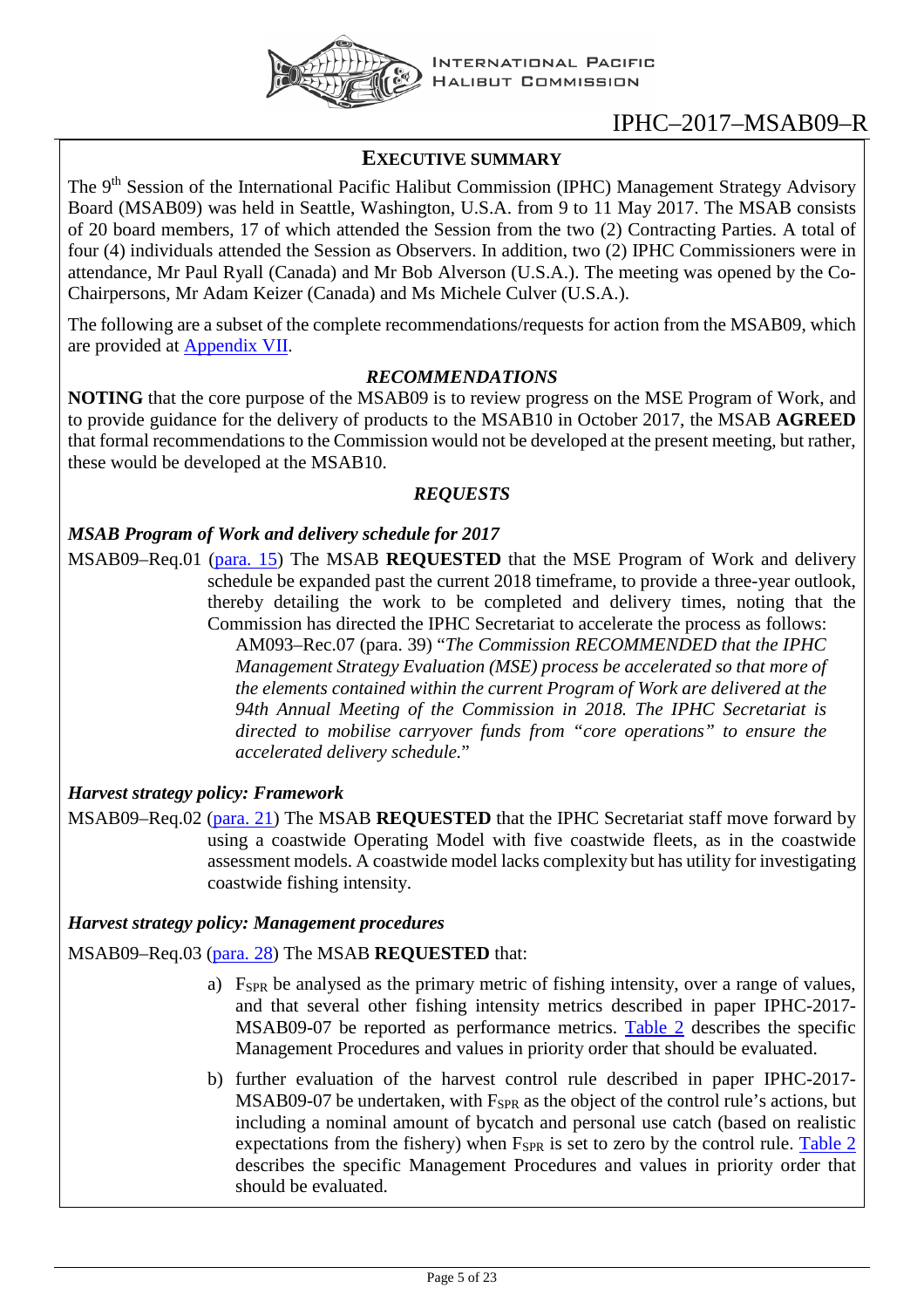## EXECUTIVE SUMMARY

The 9th Session of the International Pacific Halibut Commission (IPHC) Management Strategy Advisory Board (MSAB09) was held in Seattle, Washington, U.S.A. from 9 to 11 May 2017. The MSAB consists of 20 board members, 17 of which attended the Session from the two (2) Contracting Parties. A total of four (4) individuals attended the Session as Observers. In addition, two (2) IPHC Commissioners were in attendance, Mr Paul Ryall (Canada) and Mr Bob Alverson (U.S.A.). The meeting was opened by the Co-Chairpersons, Mr Adam Keizer (Canada) and Ms Michele Culver (U.S.A.).

The following are a subset of the complete recommendations/requests for action from the MSAB09, which are provided at Appendix VII.

### *RECOMMENDATIONS*

**NOTING** that the core purpose of the MSAB09 is to review progress on the MSE Program of Work, and to provide guidance for the delivery of products to the MSAB10 in October 2017, the MSAB **AGREED** that formal recommendations to the Commission would not be developed at the present meeting, but rather, these would be developed at the MSAB10.

### *REQUESTS*

#### *MSAB Program of Work and delivery schedule for 2017*

MSAB09–Req.01 (para. 15) The MSAB **REQUESTED** that the MSE Program of Work and delivery schedule be expanded past the current 2018 timeframe, to provide a three-year outlook, thereby detailing the work to be completed and delivery times, noting that the Commission has directed the IPHC Secretariat to accelerate the process as follows:

> AM093–Rec.07 (para. 39) "*The Commission RECOMMENDED that the IPHC Management Strategy Evaluation (MSE) process be accelerated so that more of the elements contained within the current Program of Work are delivered at the 94th Annual Meeting of the Commission in 2018. The IPHC Secretariat is directed to mobilise carryover funds from "core operations" to ensure the accelerated delivery schedule.*"

#### *Harvest strategy policy: Framework*

MSAB09–Req.02 (para. 21) The MSAB **REQUESTED** that the IPHC Secretariat staff move forward by using a coastwide Operating Model with five coastwide fleets, as in the coastwide assessment models. A coastwide model lacks complexity but has utility for investigating coastwide fishing intensity.

#### *Harvest strategy policy: Management procedures*

MSAB09–Req.03 (para. 28) The MSAB **REQUESTED** that:

a) $F_{SPR}$ be analysed as the primary metric of fishing intensity, over a range of values, and that several other fishing intensity metrics described in paper IPHC-2017-MSAB09-07 be reported as performance metrics. Table 2 describes the specific Management Procedures and values in priority order that should be evaluated.

b) further evaluation of the harvest control rule described in paper IPHC-2017-MSAB09-07 be undertaken, with $F_{SPR}$ as the object of the control rule's actions, but including a nominal amount of bycatch and personal use catch (based on realistic expectations from the fishery) when $F_{SPR}$ is set to zero by the control rule. Table 2 describes the specific Management Procedures and values in priority order that should be evaluated.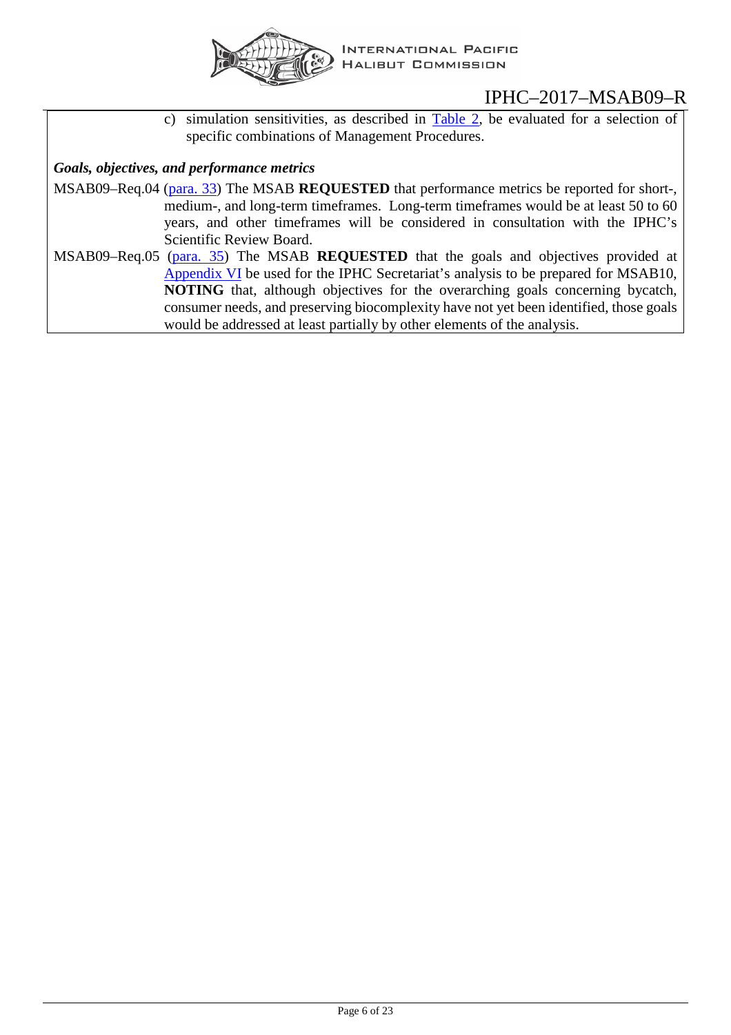c) simulation sensitivities, as described in [Table 2](#), be evaluated for a selection of specific combinations of Management Procedures.

***Goals, objectives, and performance metrics***

MSAB09–Req.04 ([para. 33](#)) The MSAB **REQUESTED** that performance metrics be reported for short-, medium-, and long-term timeframes. Long-term timeframes would be at least 50 to 60 years, and other timeframes will be considered in consultation with the IPHC's Scientific Review Board.

MSAB09–Req.05 ([para. 35](#)) The MSAB **REQUESTED** that the goals and objectives provided at [Appendix VI](#) be used for the IPHC Secretariat's analysis to be prepared for MSAB10, **NOTING** that, although objectives for the overarching goals concerning bycatch, consumer needs, and preserving biocomplexity have not yet been identified, those goals would be addressed at least partially by other elements of the analysis.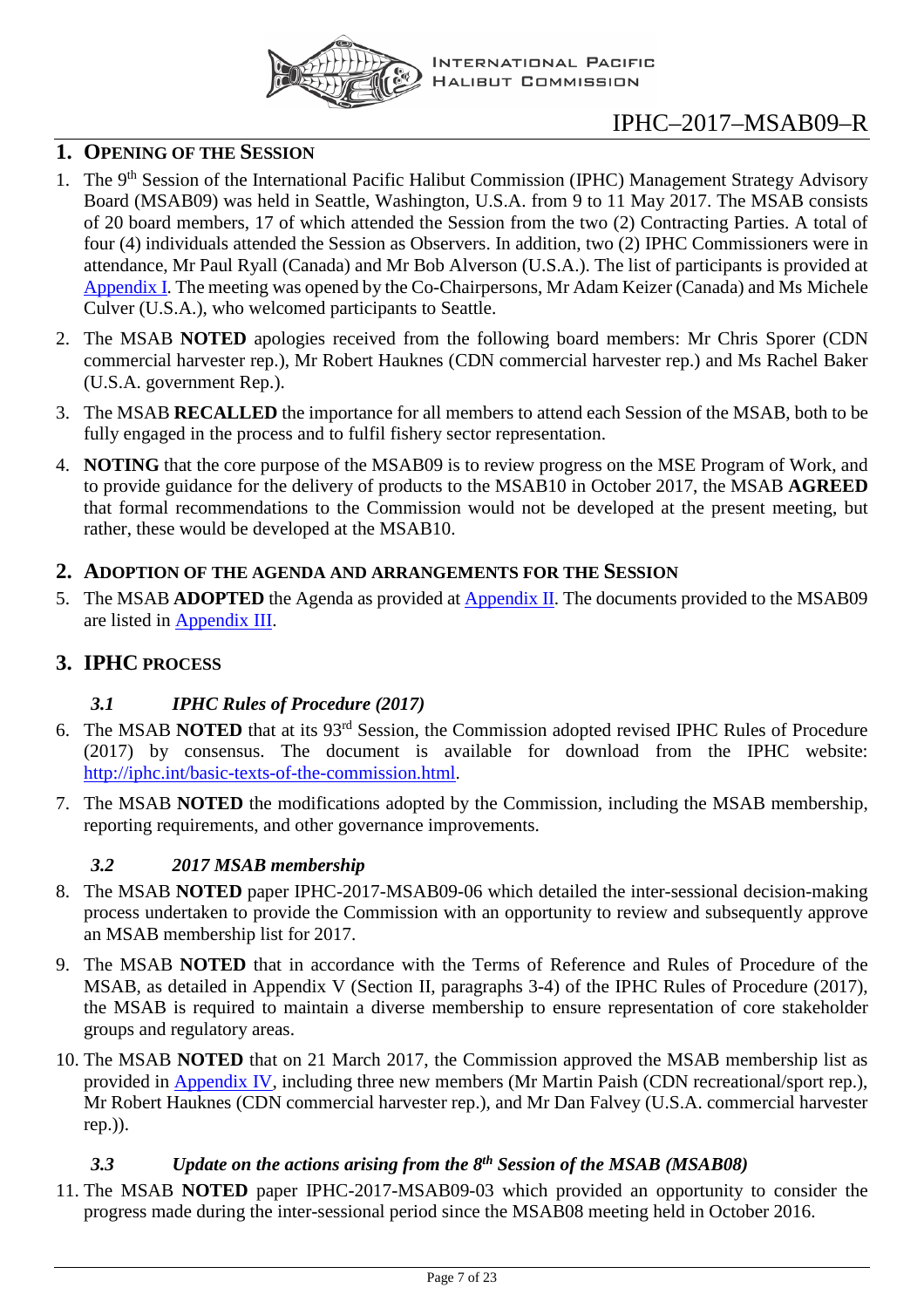## 1. Opening of the Session

1. The 9th Session of the International Pacific Halibut Commission (IPHC) Management Strategy Advisory Board (MSAB09) was held in Seattle, Washington, U.S.A. from 9 to 11 May 2017. The MSAB consists of 20 board members, 17 of which attended the Session from the two (2) Contracting Parties. A total of four (4) individuals attended the Session as Observers. In addition, two (2) IPHC Commissioners were in attendance, Mr Paul Ryall (Canada) and Mr Bob Alverson (U.S.A.). The list of participants is provided at Appendix I. The meeting was opened by the Co-Chairpersons, Mr Adam Keizer (Canada) and Ms Michele Culver (U.S.A.), who welcomed participants to Seattle.
2. The MSAB **NOTED** apologies received from the following board members: Mr Chris Sporer (CDN commercial harvester rep.), Mr Robert Hauknes (CDN commercial harvester rep.) and Ms Rachel Baker (U.S.A. government Rep.).
3. The MSAB **RECALLED** the importance for all members to attend each Session of the MSAB, both to be fully engaged in the process and to fulfil fishery sector representation.
4. **NOTING** that the core purpose of the MSAB09 is to review progress on the MSE Program of Work, and to provide guidance for the delivery of products to the MSAB10 in October 2017, the MSAB **AGREED** that formal recommendations to the Commission would not be developed at the present meeting, but rather, these would be developed at the MSAB10.

## 2. Adoption of the Agenda and Arrangements for the Session

5. The MSAB **ADOPTED** the Agenda as provided at Appendix II. The documents provided to the MSAB09 are listed in Appendix III.

## 3. IPHC process

### *3.1 IPHC Rules of Procedure (2017)*

6. The MSAB **NOTED** that at its 93rd Session, the Commission adopted revised IPHC Rules of Procedure (2017) by consensus. The document is available for download from the IPHC website: http://iphc.int/basic-texts-of-the-commission.html.
7. The MSAB **NOTED** the modifications adopted by the Commission, including the MSAB membership, reporting requirements, and other governance improvements.

### *3.2 2017 MSAB membership*

8. The MSAB **NOTED** paper IPHC-2017-MSAB09-06 which detailed the inter-sessional decision-making process undertaken to provide the Commission with an opportunity to review and subsequently approve an MSAB membership list for 2017.
9. The MSAB **NOTED** that in accordance with the Terms of Reference and Rules of Procedure of the MSAB, as detailed in Appendix V (Section II, paragraphs 3-4) of the IPHC Rules of Procedure (2017), the MSAB is required to maintain a diverse membership to ensure representation of core stakeholder groups and regulatory areas.
10. The MSAB **NOTED** that on 21 March 2017, the Commission approved the MSAB membership list as provided in Appendix IV, including three new members (Mr Martin Paish (CDN recreational/sport rep.), Mr Robert Hauknes (CDN commercial harvester rep.), and Mr Dan Falvey (U.S.A. commercial harvester rep.)).

### *3.3 Update on the actions arising from the 8th Session of the MSAB (MSAB08)*

11. The MSAB **NOTED** paper IPHC-2017-MSAB09-03 which provided an opportunity to consider the progress made during the inter-sessional period since the MSAB08 meeting held in October 2016.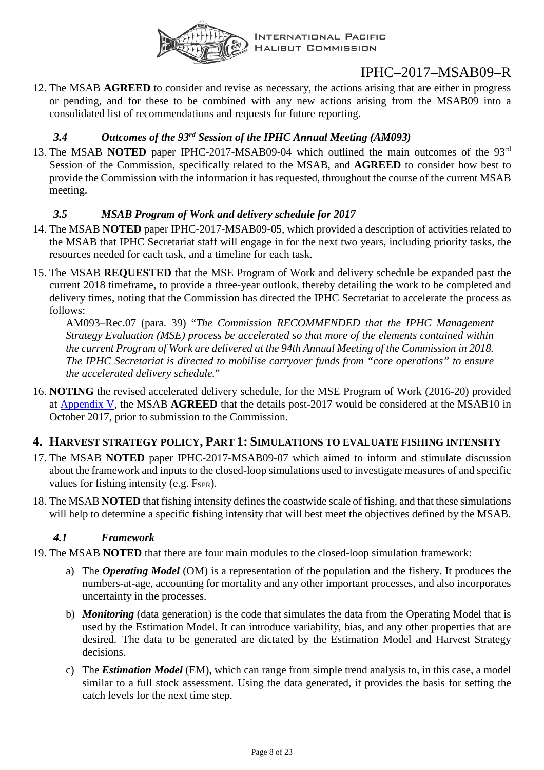12. The MSAB **AGREED** to consider and revise as necessary, the actions arising that are either in progress or pending, and for these to be combined with any new actions arising from the MSAB09 into a consolidated list of recommendations and requests for future reporting.

### *3.4 Outcomes of the 93rd Session of the IPHC Annual Meeting (AM093)*

13. The MSAB **NOTED** paper IPHC-2017-MSAB09-04 which outlined the main outcomes of the 93rd Session of the Commission, specifically related to the MSAB, and **AGREED** to consider how best to provide the Commission with the information it has requested, throughout the course of the current MSAB meeting.

### *3.5 MSAB Program of Work and delivery schedule for 2017*

14. The MSAB **NOTED** paper IPHC-2017-MSAB09-05, which provided a description of activities related to the MSAB that IPHC Secretariat staff will engage in for the next two years, including priority tasks, the resources needed for each task, and a timeline for each task.

15. The MSAB **REQUESTED** that the MSE Program of Work and delivery schedule be expanded past the current 2018 timeframe, to provide a three-year outlook, thereby detailing the work to be completed and delivery times, noting that the Commission has directed the IPHC Secretariat to accelerate the process as follows:

    AM093–Rec.07 (para. 39) "*The Commission RECOMMENDED that the IPHC Management Strategy Evaluation (MSE) process be accelerated so that more of the elements contained within the current Program of Work are delivered at the 94th Annual Meeting of the Commission in 2018. The IPHC Secretariat is directed to mobilise carryover funds from "core operations" to ensure the accelerated delivery schedule.*"

16. **NOTING** the revised accelerated delivery schedule, for the MSE Program of Work (2016-20) provided at Appendix V, the MSAB **AGREED** that the details post-2017 would be considered at the MSAB10 in October 2017, prior to submission to the Commission.

## 4. HARVEST STRATEGY POLICY, PART 1: SIMULATIONS TO EVALUATE FISHING INTENSITY

17. The MSAB **NOTED** paper IPHC-2017-MSAB09-07 which aimed to inform and stimulate discussion about the framework and inputs to the closed-loop simulations used to investigate measures of and specific values for fishing intensity (e.g. $F_{SPR}$).

18. The MSAB **NOTED** that fishing intensity defines the coastwide scale of fishing, and that these simulations will help to determine a specific fishing intensity that will best meet the objectives defined by the MSAB.

### *4.1 Framework*

19. The MSAB **NOTED** that there are four main modules to the closed-loop simulation framework:

    a) The ***Operating Model*** (OM) is a representation of the population and the fishery. It produces the numbers-at-age, accounting for mortality and any other important processes, and also incorporates uncertainty in the processes.

    b) ***Monitoring*** (data generation) is the code that simulates the data from the Operating Model that is used by the Estimation Model. It can introduce variability, bias, and any other properties that are desired. The data to be generated are dictated by the Estimation Model and Harvest Strategy decisions.

    c) The ***Estimation Model*** (EM), which can range from simple trend analysis to, in this case, a model similar to a full stock assessment. Using the data generated, it provides the basis for setting the catch levels for the next time step.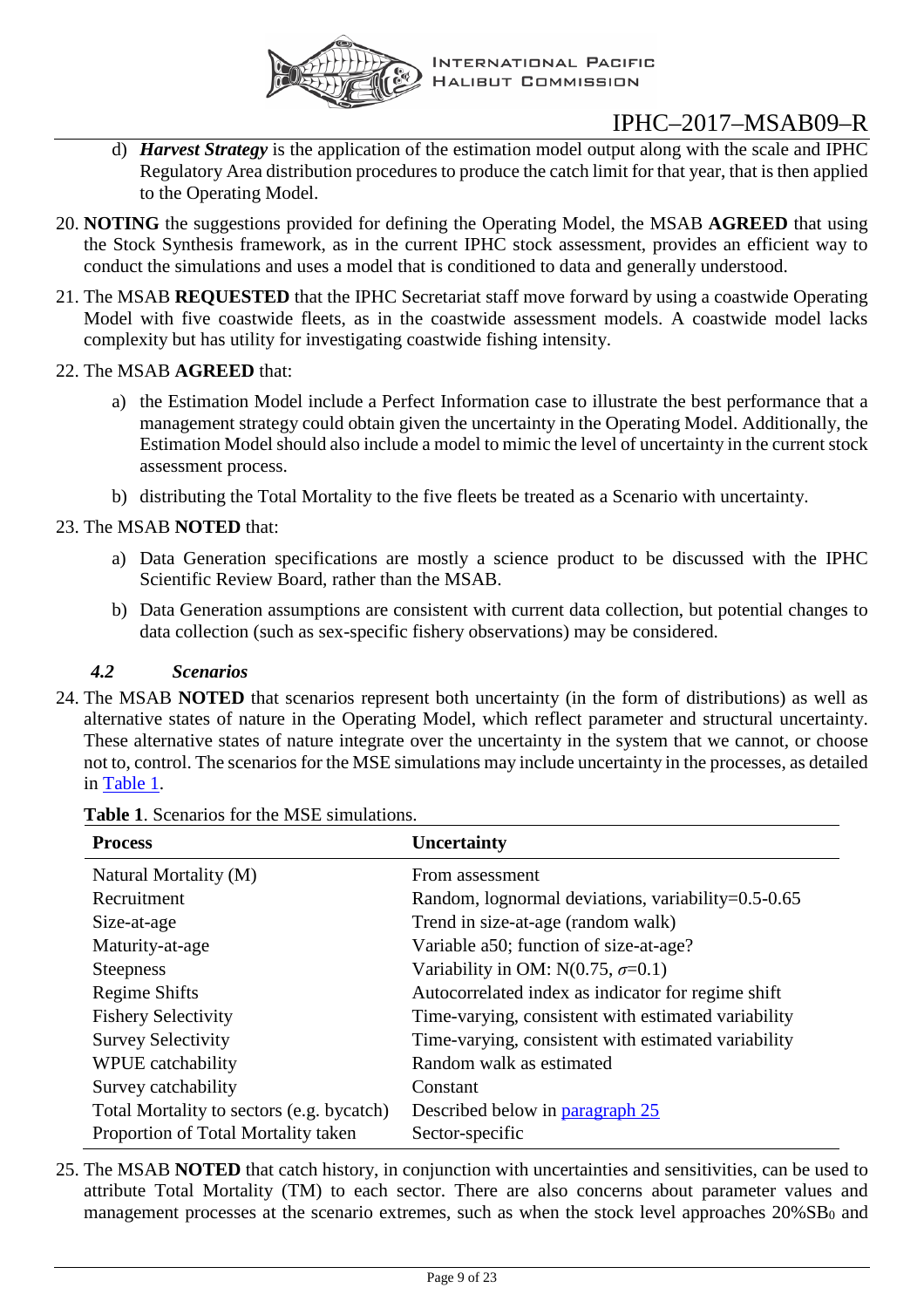d) ***Harvest Strategy*** is the application of the estimation model output along with the scale and IPHC Regulatory Area distribution procedures to produce the catch limit for that year, that is then applied to the Operating Model.

20. **NOTING** the suggestions provided for defining the Operating Model, the MSAB **AGREED** that using the Stock Synthesis framework, as in the current IPHC stock assessment, provides an efficient way to conduct the simulations and uses a model that is conditioned to data and generally understood.

21. The MSAB **REQUESTED** that the IPHC Secretariat staff move forward by using a coastwide Operating Model with five coastwide fleets, as in the coastwide assessment models. A coastwide model lacks complexity but has utility for investigating coastwide fishing intensity.

22. The MSAB **AGREED** that:

    a) the Estimation Model include a Perfect Information case to illustrate the best performance that a management strategy could obtain given the uncertainty in the Operating Model. Additionally, the Estimation Model should also include a model to mimic the level of uncertainty in the current stock assessment process.

    b) distributing the Total Mortality to the five fleets be treated as a Scenario with uncertainty.

23. The MSAB **NOTED** that:

    a) Data Generation specifications are mostly a science product to be discussed with the IPHC Scientific Review Board, rather than the MSAB.

    b) Data Generation assumptions are consistent with current data collection, but potential changes to data collection (such as sex-specific fishery observations) may be considered.

### *4.2 Scenarios*

24. The MSAB **NOTED** that scenarios represent both uncertainty (in the form of distributions) as well as alternative states of nature in the Operating Model, which reflect parameter and structural uncertainty. These alternative states of nature integrate over the uncertainty in the system that we cannot, or choose not to, control. The scenarios for the MSE simulations may include uncertainty in the processes, as detailed in Table 1.

**Table 1**. Scenarios for the MSE simulations.

| Process | Uncertainty |
|---|---|
| Natural Mortality (M) | From assessment |
| Recruitment | Random, lognormal deviations, variability=0.5-0.65 |
| Size-at-age | Trend in size-at-age (random walk) |
| Maturity-at-age | Variable a50; function of size-at-age? |
| Steepness | Variability in OM: N(0.75, $\sigma$=0.1) |
| Regime Shifts | Autocorrelated index as indicator for regime shift |
| Fishery Selectivity | Time-varying, consistent with estimated variability |
| Survey Selectivity | Time-varying, consistent with estimated variability |
| WPUE catchability | Random walk as estimated |
| Survey catchability | Constant |
| Total Mortality to sectors (e.g. bycatch) | Described below in paragraph 25 |
| Proportion of Total Mortality taken | Sector-specific |

25. The MSAB **NOTED** that catch history, in conjunction with uncertainties and sensitivities, can be used to attribute Total Mortality (TM) to each sector. There are also concerns about parameter values and management processes at the scenario extremes, such as when the stock level approaches 20%$SB_0$ and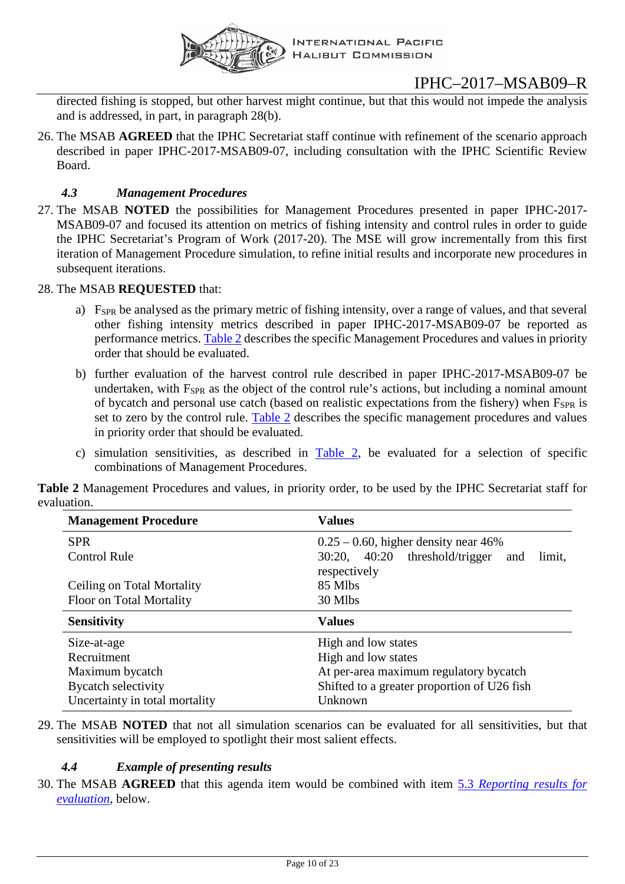directed fishing is stopped, but other harvest might continue, but that this would not impede the analysis and is addressed, in part, in paragraph 28(b).

26. The MSAB **AGREED** that the IPHC Secretariat staff continue with refinement of the scenario approach described in paper IPHC-2017-MSAB09-07, including consultation with the IPHC Scientific Review Board.

### *4.3 Management Procedures*

27. The MSAB **NOTED** the possibilities for Management Procedures presented in paper IPHC-2017-MSAB09-07 and focused its attention on metrics of fishing intensity and control rules in order to guide the IPHC Secretariat's Program of Work (2017-20). The MSE will grow incrementally from this first iteration of Management Procedure simulation, to refine initial results and incorporate new procedures in subsequent iterations.

28. The MSAB **REQUESTED** that:

    a) $F_{SPR}$ be analysed as the primary metric of fishing intensity, over a range of values, and that several other fishing intensity metrics described in paper IPHC-2017-MSAB09-07 be reported as performance metrics. Table 2 describes the specific Management Procedures and values in priority order that should be evaluated.

    b) further evaluation of the harvest control rule described in paper IPHC-2017-MSAB09-07 be undertaken, with $F_{SPR}$ as the object of the control rule's actions, but including a nominal amount of bycatch and personal use catch (based on realistic expectations from the fishery) when $F_{SPR}$ is set to zero by the control rule. Table 2 describes the specific management procedures and values in priority order that should be evaluated.

    c) simulation sensitivities, as described in Table 2, be evaluated for a selection of specific combinations of Management Procedures.

**Table 2** Management Procedures and values, in priority order, to be used by the IPHC Secretariat staff for evaluation.

| Management Procedure | Values |
|---|---|
| SPR | 0.25 – 0.60, higher density near 46% |
| Control Rule | 30:20, 40:20 threshold/trigger and limit, respectively |
| Ceiling on Total Mortality | 85 Mlbs |
| Floor on Total Mortality | 30 Mlbs |
| **Sensitivity** | **Values** |
| Size-at-age | High and low states |
| Recruitment | High and low states |
| Maximum bycatch | At per-area maximum regulatory bycatch |
| Bycatch selectivity | Shifted to a greater proportion of U26 fish |
| Uncertainty in total mortality | Unknown |

29. The MSAB **NOTED** that not all simulation scenarios can be evaluated for all sensitivities, but that sensitivities will be employed to spotlight their most salient effects.

### *4.4 Example of presenting results*

30. The MSAB **AGREED** that this agenda item would be combined with item *5.3 Reporting results for evaluation*, below.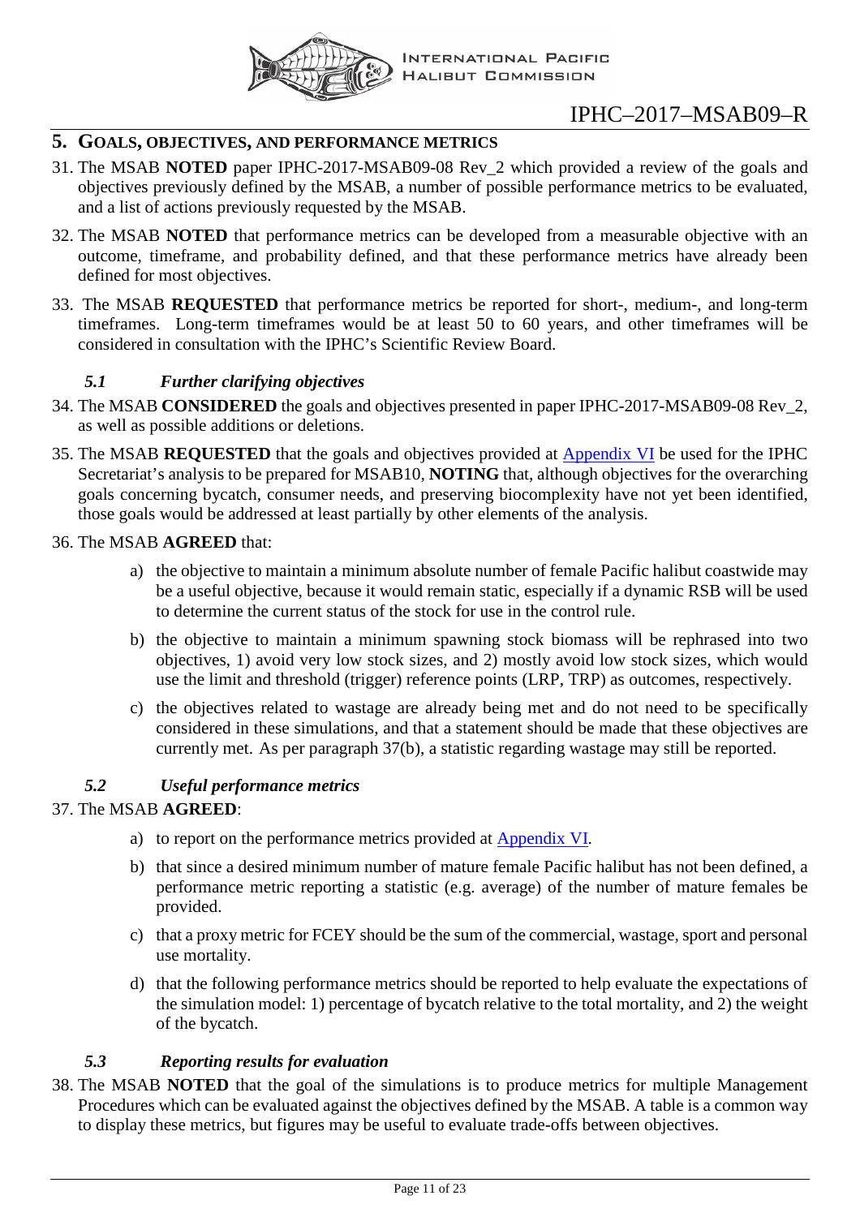## 5. Goals, objectives, and performance metrics

31. The MSAB **NOTED** paper IPHC-2017-MSAB09-08 Rev_2 which provided a review of the goals and objectives previously defined by the MSAB, a number of possible performance metrics to be evaluated, and a list of actions previously requested by the MSAB.

32. The MSAB **NOTED** that performance metrics can be developed from a measurable objective with an outcome, timeframe, and probability defined, and that these performance metrics have already been defined for most objectives.

33. The MSAB **REQUESTED** that performance metrics be reported for short-, medium-, and long-term timeframes. Long-term timeframes would be at least 50 to 60 years, and other timeframes will be considered in consultation with the IPHC's Scientific Review Board.

### *5.1 Further clarifying objectives*

34. The MSAB **CONSIDERED** the goals and objectives presented in paper IPHC-2017-MSAB09-08 Rev_2, as well as possible additions or deletions.

35. The MSAB **REQUESTED** that the goals and objectives provided at Appendix VI be used for the IPHC Secretariat's analysis to be prepared for MSAB10, **NOTING** that, although objectives for the overarching goals concerning bycatch, consumer needs, and preserving biocomplexity have not yet been identified, those goals would be addressed at least partially by other elements of the analysis.

36. The MSAB **AGREED** that:

    a) the objective to maintain a minimum absolute number of female Pacific halibut coastwide may be a useful objective, because it would remain static, especially if a dynamic RSB will be used to determine the current status of the stock for use in the control rule.

    b) the objective to maintain a minimum spawning stock biomass will be rephrased into two objectives, 1) avoid very low stock sizes, and 2) mostly avoid low stock sizes, which would use the limit and threshold (trigger) reference points (LRP, TRP) as outcomes, respectively.

    c) the objectives related to wastage are already being met and do not need to be specifically considered in these simulations, and that a statement should be made that these objectives are currently met. As per paragraph 37(b), a statistic regarding wastage may still be reported.

### *5.2 Useful performance metrics*

37. The MSAB **AGREED**:

    a) to report on the performance metrics provided at Appendix VI.

    b) that since a desired minimum number of mature female Pacific halibut has not been defined, a performance metric reporting a statistic (e.g. average) of the number of mature females be provided.

    c) that a proxy metric for FCEY should be the sum of the commercial, wastage, sport and personal use mortality.

    d) that the following performance metrics should be reported to help evaluate the expectations of the simulation model: 1) percentage of bycatch relative to the total mortality, and 2) the weight of the bycatch.

### *5.3 Reporting results for evaluation*

38. The MSAB **NOTED** that the goal of the simulations is to produce metrics for multiple Management Procedures which can be evaluated against the objectives defined by the MSAB. A table is a common way to display these metrics, but figures may be useful to evaluate trade-offs between objectives.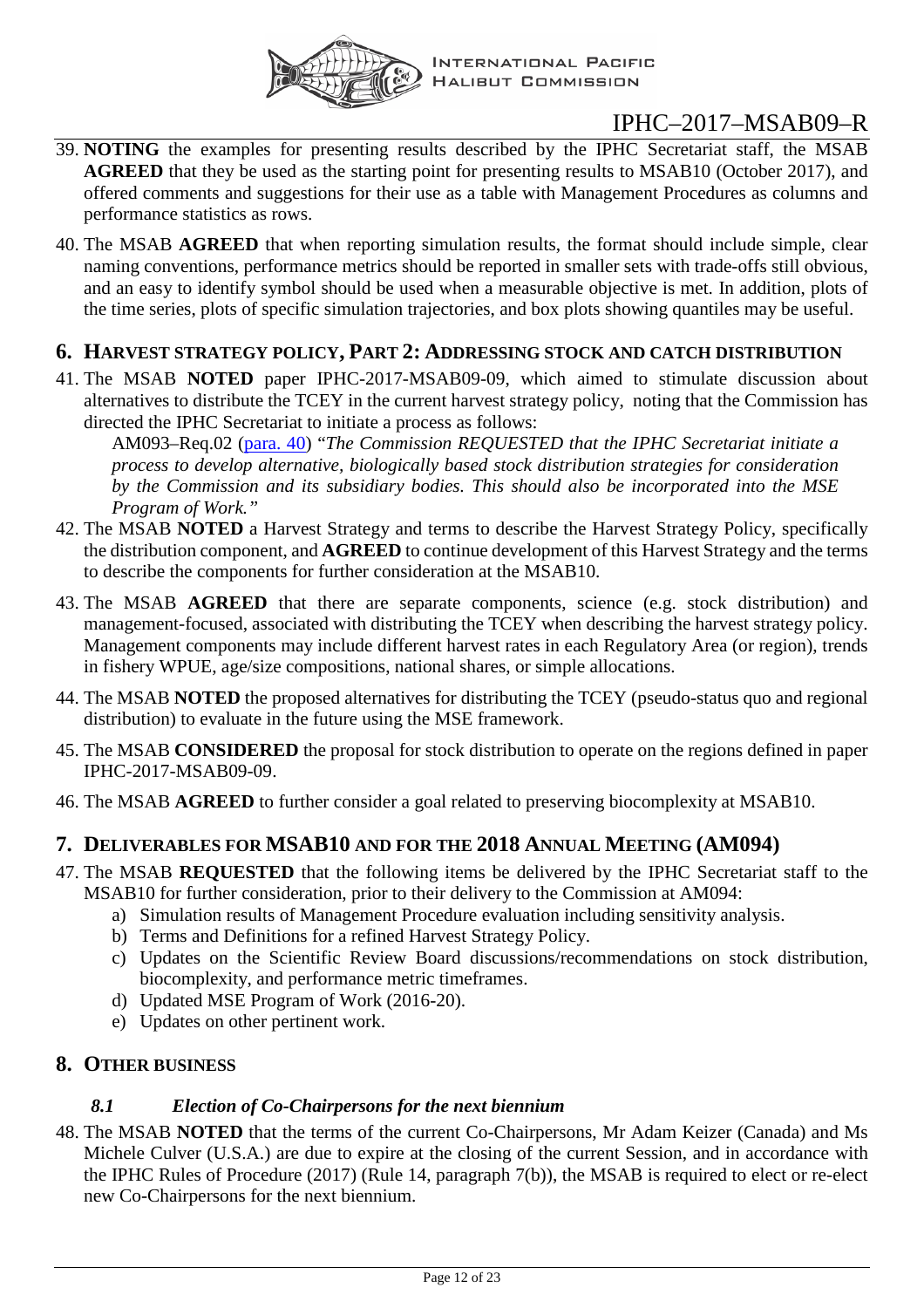39. **NOTING** the examples for presenting results described by the IPHC Secretariat staff, the MSAB **AGREED** that they be used as the starting point for presenting results to MSAB10 (October 2017), and offered comments and suggestions for their use as a table with Management Procedures as columns and performance statistics as rows.

40. The MSAB **AGREED** that when reporting simulation results, the format should include simple, clear naming conventions, performance metrics should be reported in smaller sets with trade-offs still obvious, and an easy to identify symbol should be used when a measurable objective is met. In addition, plots of the time series, plots of specific simulation trajectories, and box plots showing quantiles may be useful.

## 6. Harvest strategy policy, Part 2: Addressing stock and catch distribution

41. The MSAB **NOTED** paper IPHC-2017-MSAB09-09, which aimed to stimulate discussion about alternatives to distribute the TCEY in the current harvest strategy policy, noting that the Commission has directed the IPHC Secretariat to initiate a process as follows:

    AM093–Req.02 (para. 40) "*The Commission REQUESTED that the IPHC Secretariat initiate a process to develop alternative, biologically based stock distribution strategies for consideration by the Commission and its subsidiary bodies. This should also be incorporated into the MSE Program of Work.*"

42. The MSAB **NOTED** a Harvest Strategy and terms to describe the Harvest Strategy Policy, specifically the distribution component, and **AGREED** to continue development of this Harvest Strategy and the terms to describe the components for further consideration at the MSAB10.

43. The MSAB **AGREED** that there are separate components, science (e.g. stock distribution) and management-focused, associated with distributing the TCEY when describing the harvest strategy policy. Management components may include different harvest rates in each Regulatory Area (or region), trends in fishery WPUE, age/size compositions, national shares, or simple allocations.

44. The MSAB **NOTED** the proposed alternatives for distributing the TCEY (pseudo-status quo and regional distribution) to evaluate in the future using the MSE framework.

45. The MSAB **CONSIDERED** the proposal for stock distribution to operate on the regions defined in paper IPHC-2017-MSAB09-09.

46. The MSAB **AGREED** to further consider a goal related to preserving biocomplexity at MSAB10.

## 7. Deliverables for MSAB10 and for the 2018 Annual Meeting (AM094)

47. The MSAB **REQUESTED** that the following items be delivered by the IPHC Secretariat staff to the MSAB10 for further consideration, prior to their delivery to the Commission at AM094:
    a) Simulation results of Management Procedure evaluation including sensitivity analysis.
    b) Terms and Definitions for a refined Harvest Strategy Policy.
    c) Updates on the Scientific Review Board discussions/recommendations on stock distribution, biocomplexity, and performance metric timeframes.
    d) Updated MSE Program of Work (2016-20).
    e) Updates on other pertinent work.

## 8. Other business

### *8.1 Election of Co-Chairpersons for the next biennium*

48. The MSAB **NOTED** that the terms of the current Co-Chairpersons, Mr Adam Keizer (Canada) and Ms Michele Culver (U.S.A.) are due to expire at the closing of the current Session, and in accordance with the IPHC Rules of Procedure (2017) (Rule 14, paragraph 7(b)), the MSAB is required to elect or re-elect new Co-Chairpersons for the next biennium.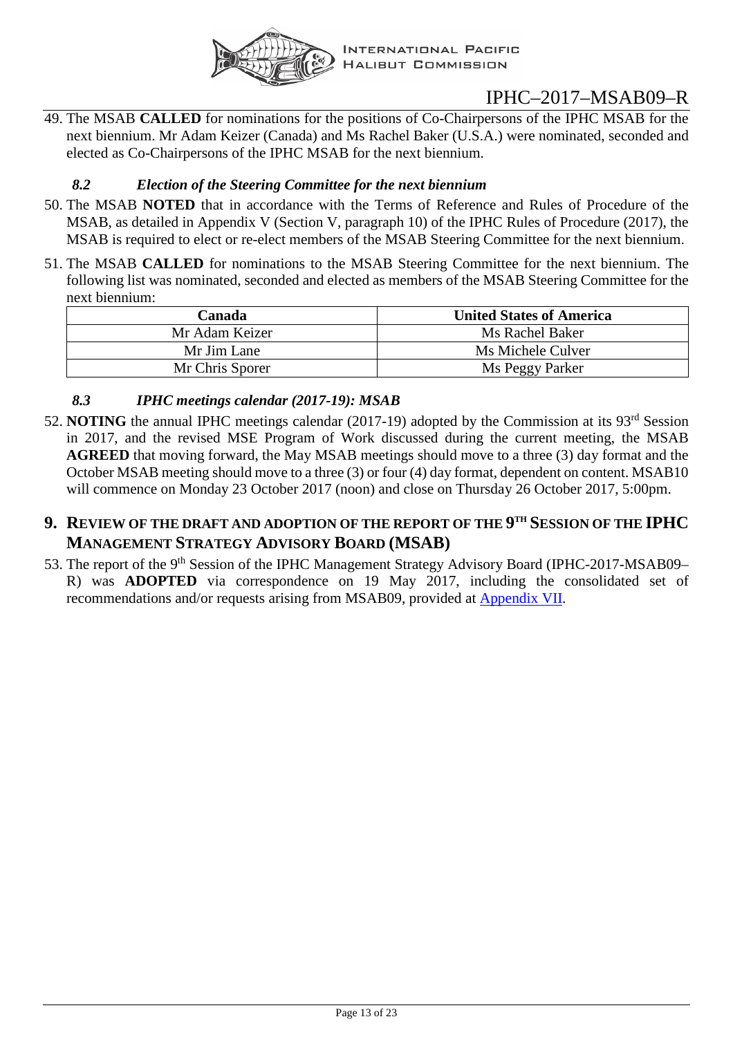49. The MSAB **CALLED** for nominations for the positions of Co-Chairpersons of the IPHC MSAB for the next biennium. Mr Adam Keizer (Canada) and Ms Rachel Baker (U.S.A.) were nominated, seconded and elected as Co-Chairpersons of the IPHC MSAB for the next biennium.

### *8.2 Election of the Steering Committee for the next biennium*

50. The MSAB **NOTED** that in accordance with the Terms of Reference and Rules of Procedure of the MSAB, as detailed in Appendix V (Section V, paragraph 10) of the IPHC Rules of Procedure (2017), the MSAB is required to elect or re-elect members of the MSAB Steering Committee for the next biennium.

51. The MSAB **CALLED** for nominations to the MSAB Steering Committee for the next biennium. The following list was nominated, seconded and elected as members of the MSAB Steering Committee for the next biennium:

| Canada | United States of America |
|---|---|
| Mr Adam Keizer | Ms Rachel Baker |
| Mr Jim Lane | Ms Michele Culver |
| Mr Chris Sporer | Ms Peggy Parker |

### *8.3 IPHC meetings calendar (2017-19): MSAB*

52. **NOTING** the annual IPHC meetings calendar (2017-19) adopted by the Commission at its 93rd Session in 2017, and the revised MSE Program of Work discussed during the current meeting, the MSAB **AGREED** that moving forward, the May MSAB meetings should move to a three (3) day format and the October MSAB meeting should move to a three (3) or four (4) day format, dependent on content. MSAB10 will commence on Monday 23 October 2017 (noon) and close on Thursday 26 October 2017, 5:00pm.

## 9. Review of the draft and adoption of the report of the 9th Session of the IPHC Management Strategy Advisory Board (MSAB)

53. The report of the 9th Session of the IPHC Management Strategy Advisory Board (IPHC-2017-MSAB09–R) was **ADOPTED** via correspondence on 19 May 2017, including the consolidated set of recommendations and/or requests arising from MSAB09, provided at Appendix VII.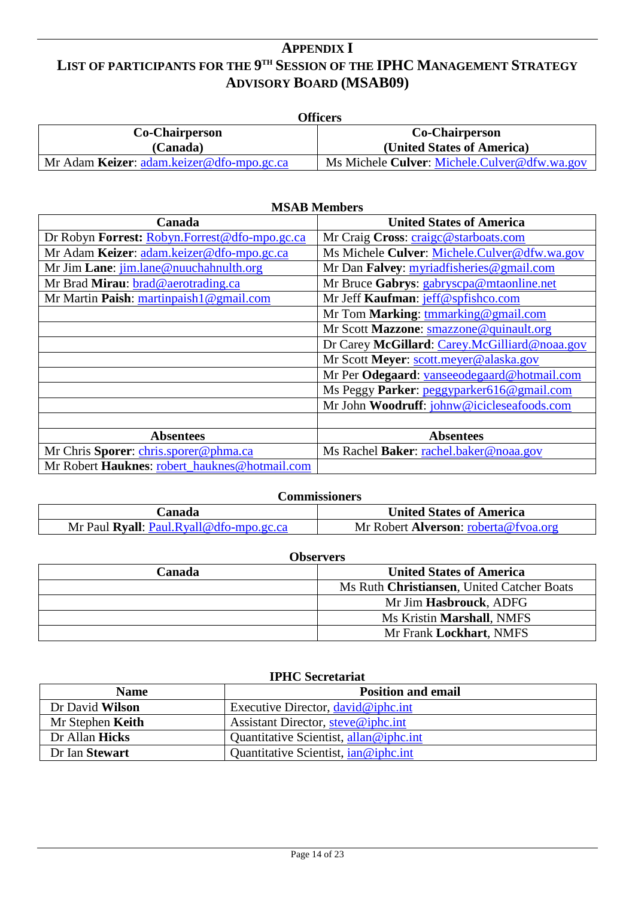# APPENDIX I
# LIST OF PARTICIPANTS FOR THE 9TH SESSION OF THE IPHC MANAGEMENT STRATEGY ADVISORY BOARD (MSAB09)

**Officers**

| Co-Chairperson (Canada) | Co-Chairperson (United States of America) |
|---|---|
| Mr Adam **Keizer**: adam.keizer@dfo-mpo.gc.ca | Ms Michele **Culver**: Michele.Culver@dfw.wa.gov |

**MSAB Members**

| Canada | United States of America |
|---|---|
| Dr Robyn **Forrest:** Robyn.Forrest@dfo-mpo.gc.ca | Mr Craig **Cross**: craigc@starboats.com |
| Mr Adam **Keizer**: adam.keizer@dfo-mpo.gc.ca | Ms Michele **Culver**: Michele.Culver@dfw.wa.gov |
| Mr Jim **Lane**: jim.lane@nuuchahnulth.org | Mr Dan **Falvey**: myriadfisheries@gmail.com |
| Mr Brad **Mirau**: brad@aerotrading.ca | Mr Bruce **Gabrys**: gabryscpa@mtaonline.net |
| Mr Martin **Paish**: martinpaish1@gmail.com | Mr Jeff **Kaufman**: jeff@spfishco.com |
| | Mr Tom **Marking**: tmmarking@gmail.com |
| | Mr Scott **Mazzone**: smazzone@quinault.org |
| | Dr Carey **McGillard**: Carey.McGilliard@noaa.gov |
| | Mr Scott **Meyer**: scott.meyer@alaska.gov |
| | Mr Per **Odegaard**: vanseeodegaard@hotmail.com |
| | Ms Peggy **Parker**: peggyparker616@gmail.com |
| | Mr John **Woodruff**: johnw@icicleseafoods.com |
| | |
| **Absentees** | **Absentees** |
| Mr Chris **Sporer**: chris.sporer@phma.ca | Ms Rachel **Baker**: rachel.baker@noaa.gov |
| Mr Robert **Hauknes**: robert_hauknes@hotmail.com | |

**Commissioners**

| Canada | United States of America |
|---|---|
| Mr Paul **Ryall**: Paul.Ryall@dfo-mpo.gc.ca | Mr Robert **Alverson**: roberta@fvoa.org |

**Observers**

| Canada | United States of America |
|---|---|
| | Ms Ruth **Christiansen**, United Catcher Boats |
| | Mr Jim **Hasbrouck**, ADFG |
| | Ms Kristin **Marshall**, NMFS |
| | Mr Frank **Lockhart**, NMFS |

**IPHC Secretariat**

| Name | Position and email |
|---|---|
| Dr David **Wilson** | Executive Director, david@iphc.int |
| Mr Stephen **Keith** | Assistant Director, steve@iphc.int |
| Dr Allan **Hicks** | Quantitative Scientist, allan@iphc.int |
| Dr Ian **Stewart** | Quantitative Scientist, ian@iphc.int |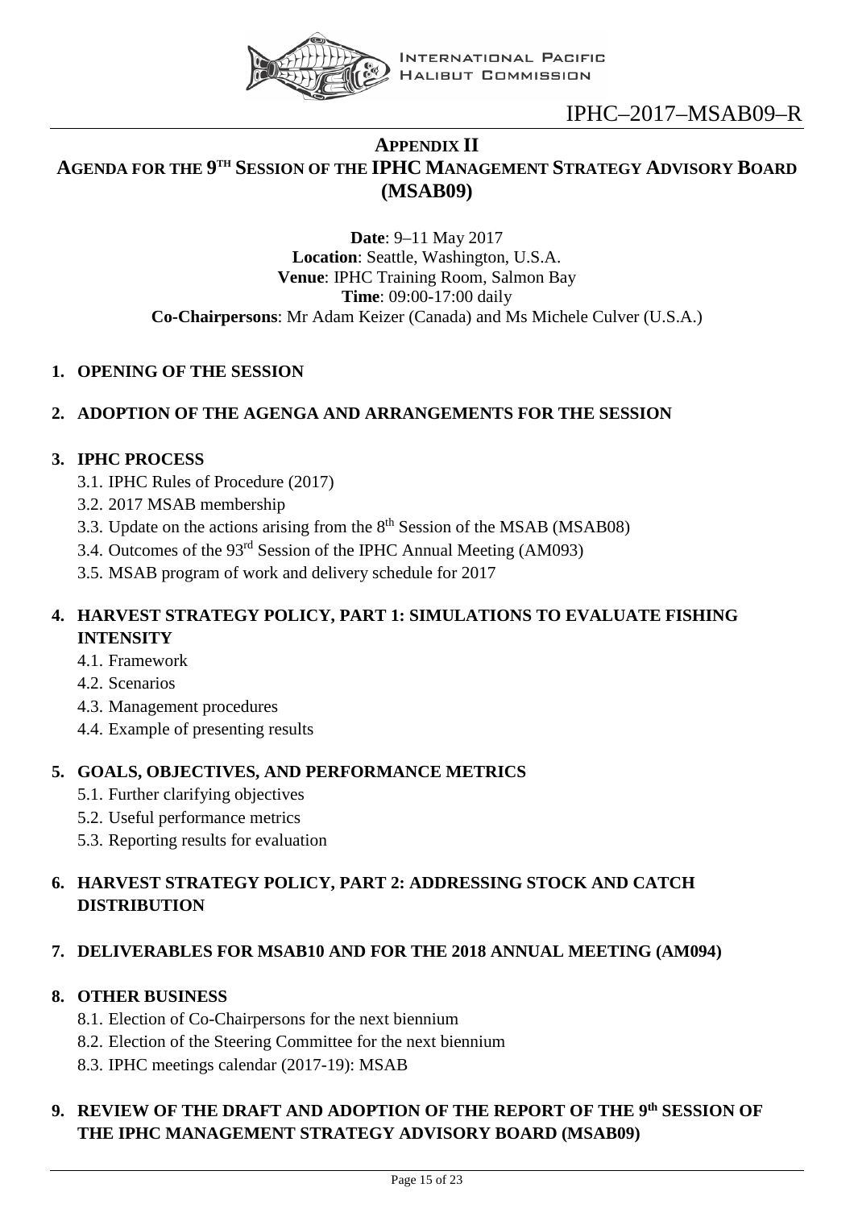## APPENDIX II

## AGENDA FOR THE 9TH SESSION OF THE IPHC MANAGEMENT STRATEGY ADVISORY BOARD (MSAB09)

**Date**: 9–11 May 2017
**Location**: Seattle, Washington, U.S.A.
**Venue**: IPHC Training Room, Salmon Bay
**Time**: 09:00-17:00 daily
**Co-Chairpersons**: Mr Adam Keizer (Canada) and Ms Michele Culver (U.S.A.)

**1. OPENING OF THE SESSION**

**2. ADOPTION OF THE AGENGA AND ARRANGEMENTS FOR THE SESSION**

**3. IPHC PROCESS**

- 3.1. IPHC Rules of Procedure (2017)
- 3.2. 2017 MSAB membership
- 3.3. Update on the actions arising from the 8th Session of the MSAB (MSAB08)
- 3.4. Outcomes of the 93rd Session of the IPHC Annual Meeting (AM093)
- 3.5. MSAB program of work and delivery schedule for 2017

**4. HARVEST STRATEGY POLICY, PART 1: SIMULATIONS TO EVALUATE FISHING INTENSITY**

- 4.1. Framework
- 4.2. Scenarios
- 4.3. Management procedures
- 4.4. Example of presenting results

**5. GOALS, OBJECTIVES, AND PERFORMANCE METRICS**

- 5.1. Further clarifying objectives
- 5.2. Useful performance metrics
- 5.3. Reporting results for evaluation

**6. HARVEST STRATEGY POLICY, PART 2: ADDRESSING STOCK AND CATCH DISTRIBUTION**

**7. DELIVERABLES FOR MSAB10 AND FOR THE 2018 ANNUAL MEETING (AM094)**

**8. OTHER BUSINESS**

- 8.1. Election of Co-Chairpersons for the next biennium
- 8.2. Election of the Steering Committee for the next biennium
- 8.3. IPHC meetings calendar (2017-19): MSAB

**9. REVIEW OF THE DRAFT AND ADOPTION OF THE REPORT OF THE 9th SESSION OF THE IPHC MANAGEMENT STRATEGY ADVISORY BOARD (MSAB09)**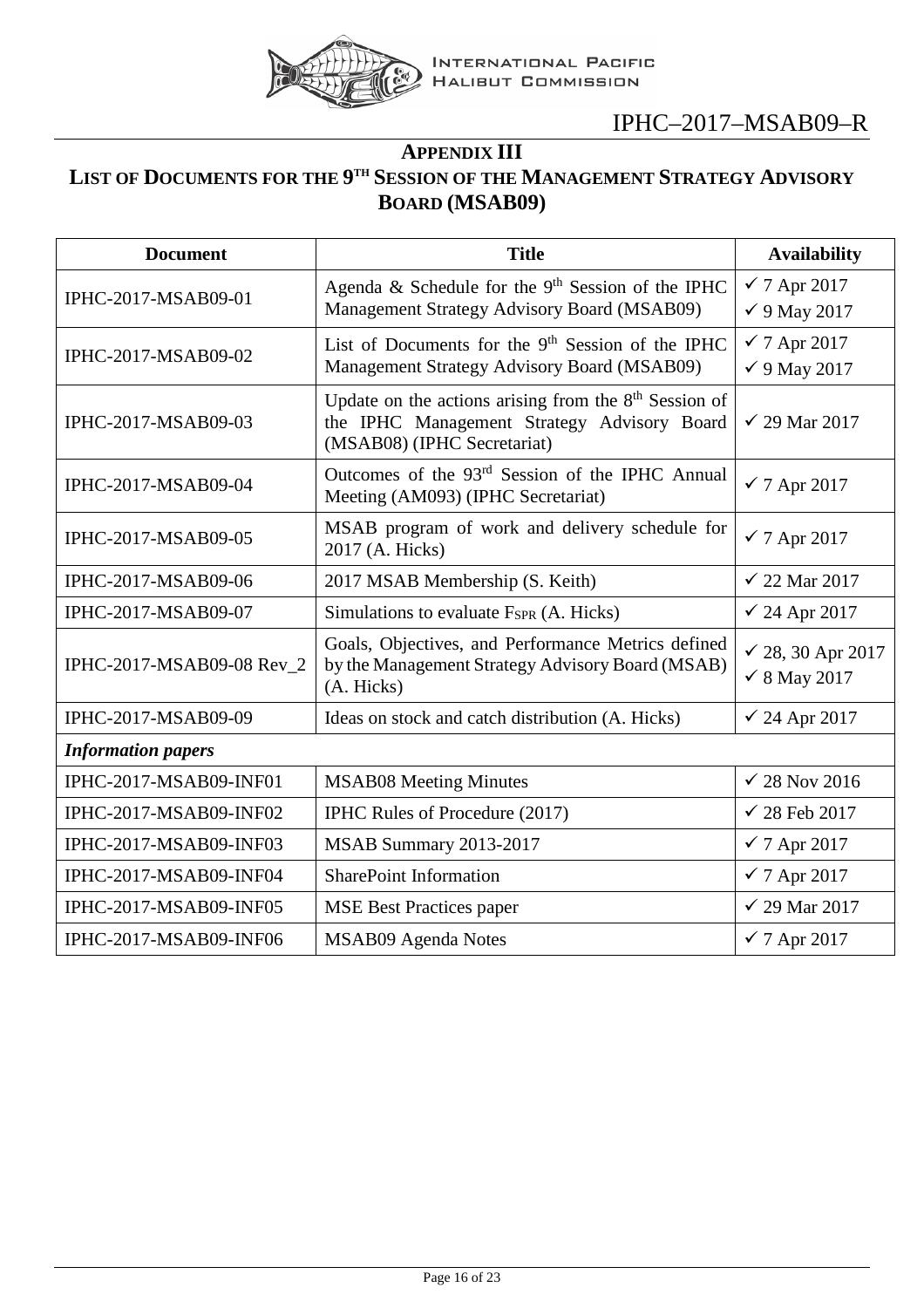# APPENDIX III
## LIST OF DOCUMENTS FOR THE 9TH SESSION OF THE MANAGEMENT STRATEGY ADVISORY BOARD (MSAB09)

| Document | Title | Availability |
|---|---|---|
| IPHC-2017-MSAB09-01 | Agenda & Schedule for the 9th Session of the IPHC Management Strategy Advisory Board (MSAB09) | ✓ 7 Apr 2017<br>✓ 9 May 2017 |
| IPHC-2017-MSAB09-02 | List of Documents for the 9th Session of the IPHC Management Strategy Advisory Board (MSAB09) | ✓ 7 Apr 2017<br>✓ 9 May 2017 |
| IPHC-2017-MSAB09-03 | Update on the actions arising from the 8th Session of the IPHC Management Strategy Advisory Board (MSAB08) (IPHC Secretariat) | ✓ 29 Mar 2017 |
| IPHC-2017-MSAB09-04 | Outcomes of the 93rd Session of the IPHC Annual Meeting (AM093) (IPHC Secretariat) | ✓ 7 Apr 2017 |
| IPHC-2017-MSAB09-05 | MSAB program of work and delivery schedule for 2017 (A. Hicks) | ✓ 7 Apr 2017 |
| IPHC-2017-MSAB09-06 | 2017 MSAB Membership (S. Keith) | ✓ 22 Mar 2017 |
| IPHC-2017-MSAB09-07 | Simulations to evaluate $F_{SPR}$ (A. Hicks) | ✓ 24 Apr 2017 |
| IPHC-2017-MSAB09-08 Rev_2 | Goals, Objectives, and Performance Metrics defined by the Management Strategy Advisory Board (MSAB) (A. Hicks) | ✓ 28, 30 Apr 2017<br>✓ 8 May 2017 |
| IPHC-2017-MSAB09-09 | Ideas on stock and catch distribution (A. Hicks) | ✓ 24 Apr 2017 |
| ***Information papers*** | | |
| IPHC-2017-MSAB09-INF01 | MSAB08 Meeting Minutes | ✓ 28 Nov 2016 |
| IPHC-2017-MSAB09-INF02 | IPHC Rules of Procedure (2017) | ✓ 28 Feb 2017 |
| IPHC-2017-MSAB09-INF03 | MSAB Summary 2013-2017 | ✓ 7 Apr 2017 |
| IPHC-2017-MSAB09-INF04 | SharePoint Information | ✓ 7 Apr 2017 |
| IPHC-2017-MSAB09-INF05 | MSE Best Practices paper | ✓ 29 Mar 2017 |
| IPHC-2017-MSAB09-INF06 | MSAB09 Agenda Notes | ✓ 7 Apr 2017 |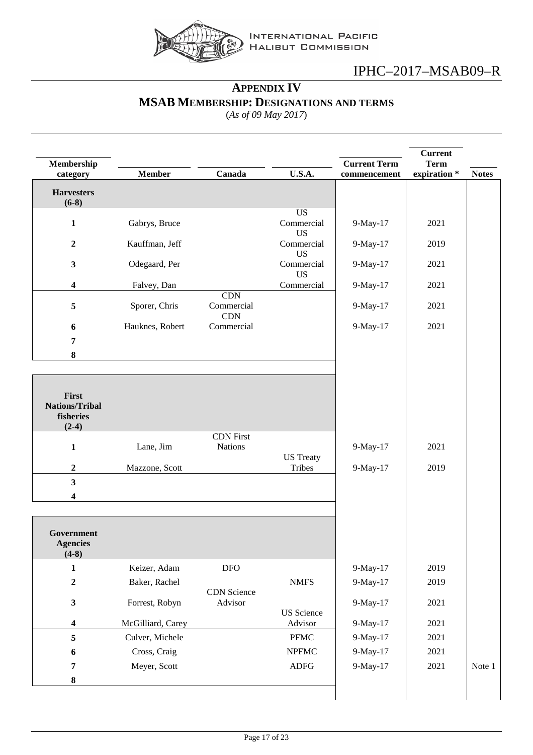## APPENDIX IV
### MSAB MEMBERSHIP: DESIGNATIONS AND TERMS

(*As of 09 May 2017*)

| Membership category | Member | Canada | U.S.A. | Current Term commencement | Current Term expiration * | Notes |
|---|---|---|---|---|---|---|
| **Harvesters (6-8)** | | | | | | |
| **1** | Gabrys, Bruce | | US Commercial | 9-May-17 | 2021 | |
| **2** | Kauffman, Jeff | | US Commercial | 9-May-17 | 2019 | |
| **3** | Odegaard, Per | | US Commercial | 9-May-17 | 2021 | |
| **4** | Falvey, Dan | | US Commercial | 9-May-17 | 2021 | |
| **5** | Sporer, Chris | CDN Commercial | | 9-May-17 | 2021 | |
| **6** | Hauknes, Robert | CDN Commercial | | 9-May-17 | 2021 | |
| **7** | | | | | | |
| **8** | | | | | | |
| **First Nations/Tribal fisheries (2-4)** | | | | | | |
| **1** | Lane, Jim | CDN First Nations | | 9-May-17 | 2021 | |
| **2** | Mazzone, Scott | | US Treaty Tribes | 9-May-17 | 2019 | |
| **3** | | | | | | |
| **4** | | | | | | |
| **Government Agencies (4-8)** | | | | | | |
| **1** | Keizer, Adam | DFO | | 9-May-17 | 2019 | |
| **2** | Baker, Rachel | | NMFS | 9-May-17 | 2019 | |
| **3** | Forrest, Robyn | CDN Science Advisor | | 9-May-17 | 2021 | |
| **4** | McGilliard, Carey | | US Science Advisor | 9-May-17 | 2021 | |
| **5** | Culver, Michele | | PFMC | 9-May-17 | 2021 | |
| **6** | Cross, Craig | | NPFMC | 9-May-17 | 2021 | |
| **7** | Meyer, Scott | | ADFG | 9-May-17 | 2021 | Note 1 |
| **8** | | | | | | |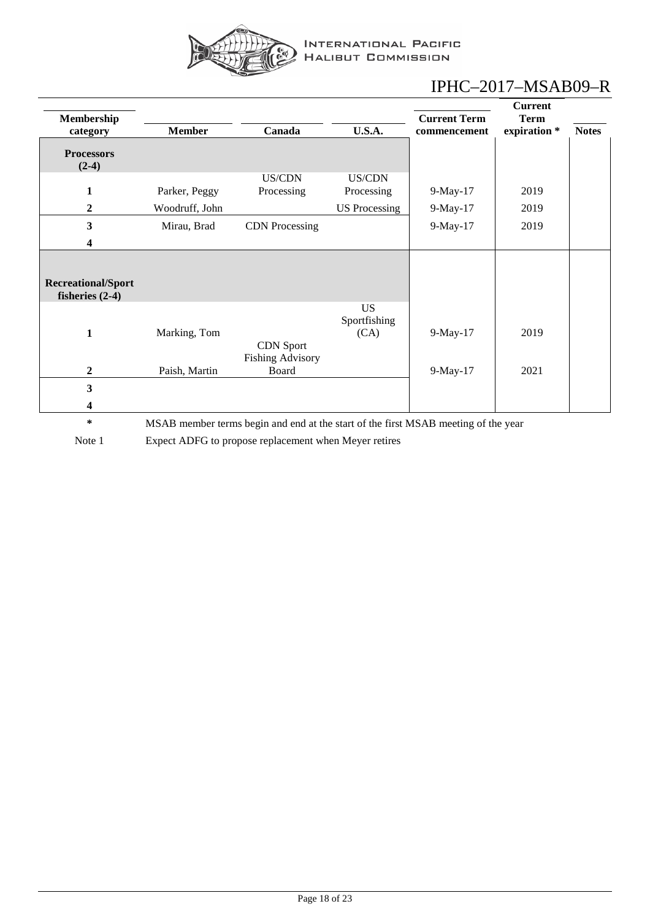| Membership category | Member | Canada | U.S.A. | Current Term commencement | Current Term expiration * | Notes |
|---|---|---|---|---|---|---|
| **Processors (2-4)** | | | | | | |
| **1** | Parker, Peggy | US/CDN Processing | US/CDN Processing | 9-May-17 | 2019 | |
| **2** | Woodruff, John | | US Processing | 9-May-17 | 2019 | |
| **3** | Mirau, Brad | CDN Processing | | 9-May-17 | 2019 | |
| **4** | | | | | | |
| **Recreational/Sport fisheries (2-4)** | | | | | | |
| **1** | Marking, Tom | | US Sportfishing (CA) | 9-May-17 | 2019 | |
| **2** | Paish, Martin | CDN Sport Fishing Advisory Board | | 9-May-17 | 2021 | |
| **3** | | | | | | |
| **4** | | | | | | |

\* MSAB member terms begin and end at the start of the first MSAB meeting of the year

Note 1 Expect ADFG to propose replacement when Meyer retires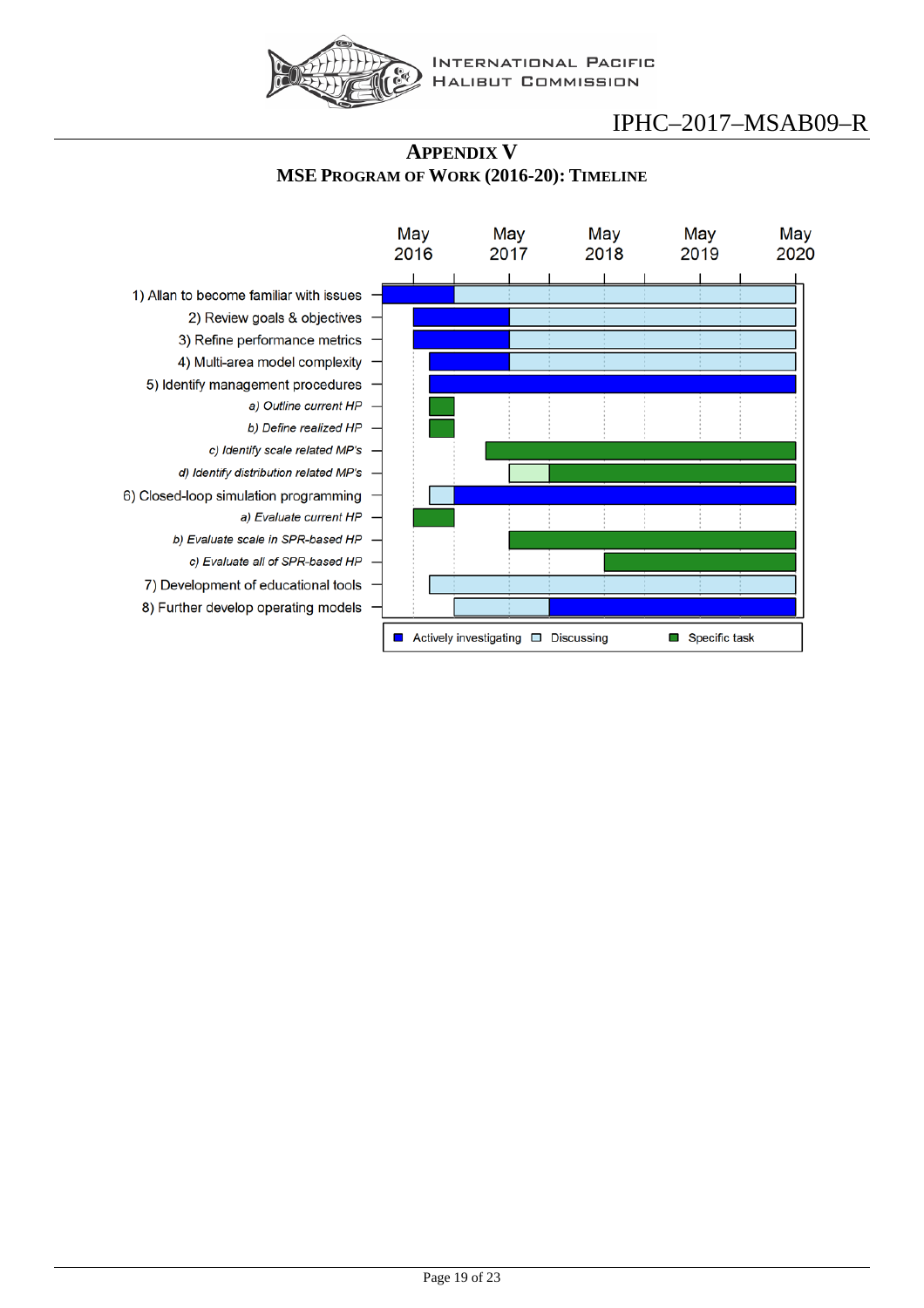## APPENDIX V

### MSE PROGRAM OF WORK (2016-20): TIMELINE

| Task | May 2016 – May 2017 | May 2017 – May 2018 | May 2018 – May 2019 | May 2019 – May 2020 |
|---|---|---|---|---|
| 1) Allan to become familiar with issues | Actively investigating (before May 2016 to ~Sep 2016), then Discussing | Discussing | Discussing | Discussing |
| 2) Review goals & objectives | Actively investigating | Discussing | Discussing | Discussing |
| 3) Refine performance metrics | Actively investigating | Discussing | Discussing | Discussing |
| 4) Multi-area model complexity | Actively investigating (from ~Jul 2016) | Discussing | Discussing | Discussing |
| 5) Identify management procedures | Actively investigating (from ~Jul 2016) | Actively investigating | Actively investigating | Actively investigating |
| *a) Outline current HP* | Specific task (~Jul–Sep 2016) | | | |
| *b) Define realized HP* | Specific task (~Jul–Sep 2016) | | | |
| *c) Identify scale related MP's* | Specific task (from ~Feb 2017) | Specific task | Specific task | Specific task |
| *d) Identify distribution related MP's* | | Discussing (May–Sep 2017), then Specific task | Specific task | Specific task |
| 6) Closed-loop simulation programming | Discussing (~Jul–Sep 2016), then Actively investigating | Actively investigating | Actively investigating | Actively investigating |
| *a) Evaluate current HP* | Specific task (May–Sep 2016) | | | |
| *b) Evaluate scale in SPR-based HP* | | Specific task | Specific task | Specific task |
| *c) Evaluate all of SPR-based HP* | | | Specific task | Specific task |
| 7) Development of educational tools | Discussing (from ~Jul 2016) | Discussing | Discussing | Discussing |
| 8) Further develop operating models | Discussing (from ~Sep 2016) | Discussing (to ~Sep 2017), then Actively investigating | Actively investigating | Actively investigating |

Legend: Actively investigating; Discussing; Specific task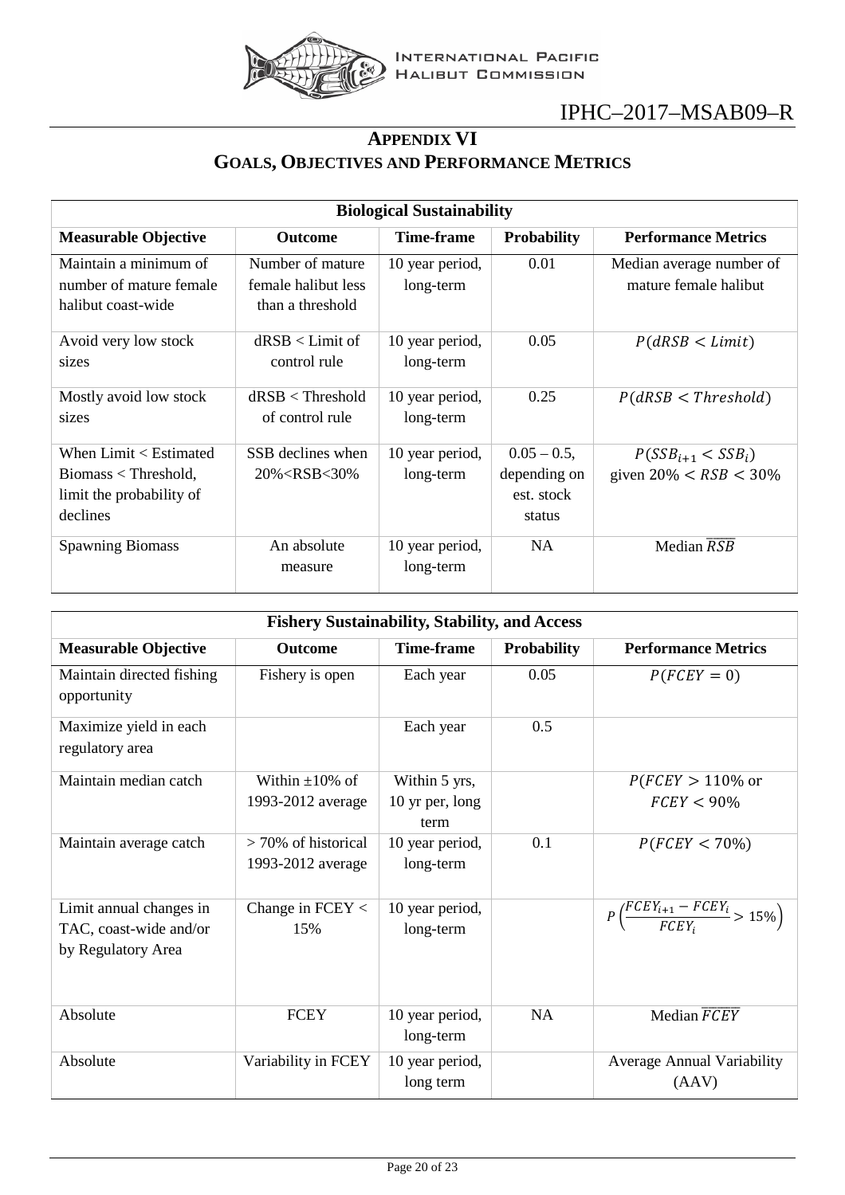## APPENDIX VI
## GOALS, OBJECTIVES AND PERFORMANCE METRICS

| Biological Sustainability | | | | |
|---|---|---|---|---|
| **Measurable Objective** | **Outcome** | **Time-frame** | **Probability** | **Performance Metrics** |
| Maintain a minimum of number of mature female halibut coast-wide | Number of mature female halibut less than a threshold | 10 year period, long-term | 0.01 | Median average number of mature female halibut |
| Avoid very low stock sizes | dRSB < Limit of control rule | 10 year period, long-term | 0.05 | $P(dRSB < Limit)$ |
| Mostly avoid low stock sizes | dRSB < Threshold of control rule | 10 year period, long-term | 0.25 | $P(dRSB < Threshold)$ |
| When Limit < Estimated Biomass < Threshold, limit the probability of declines | SSB declines when 20%<RSB<30% | 10 year period, long-term | 0.05 – 0.5, depending on est. stock status | $P(SSB_{i+1} < SSB_i)$ given $20\% < RSB < 30\%$ |
| Spawning Biomass | An absolute measure | 10 year period, long-term | NA | Median $\overline{RSB}$ |

| Fishery Sustainability, Stability, and Access | | | | |
|---|---|---|---|---|
| **Measurable Objective** | **Outcome** | **Time-frame** | **Probability** | **Performance Metrics** |
| Maintain directed fishing opportunity | Fishery is open | Each year | 0.05 | $P(FCEY = 0)$ |
| Maximize yield in each regulatory area | | Each year | 0.5 | |
| Maintain median catch | Within ±10% of 1993-2012 average | Within 5 yrs, 10 yr per, long term | | $P(FCEY > 110\%$ or $FCEY < 90\%$ |
| Maintain average catch | > 70% of historical 1993-2012 average | 10 year period, long-term | 0.1 | $P(FCEY < 70\%)$ |
| Limit annual changes in TAC, coast-wide and/or by Regulatory Area | Change in FCEY < 15% | 10 year period, long-term | | $P\left(\frac{FCEY_{i+1} - FCEY_i}{FCEY_i} > 15\%\right)$ |
| Absolute | FCEY | 10 year period, long-term | NA | Median $\overline{FCEY}$ |
| Absolute | Variability in FCEY | 10 year period, long term | | Average Annual Variability (AAV) |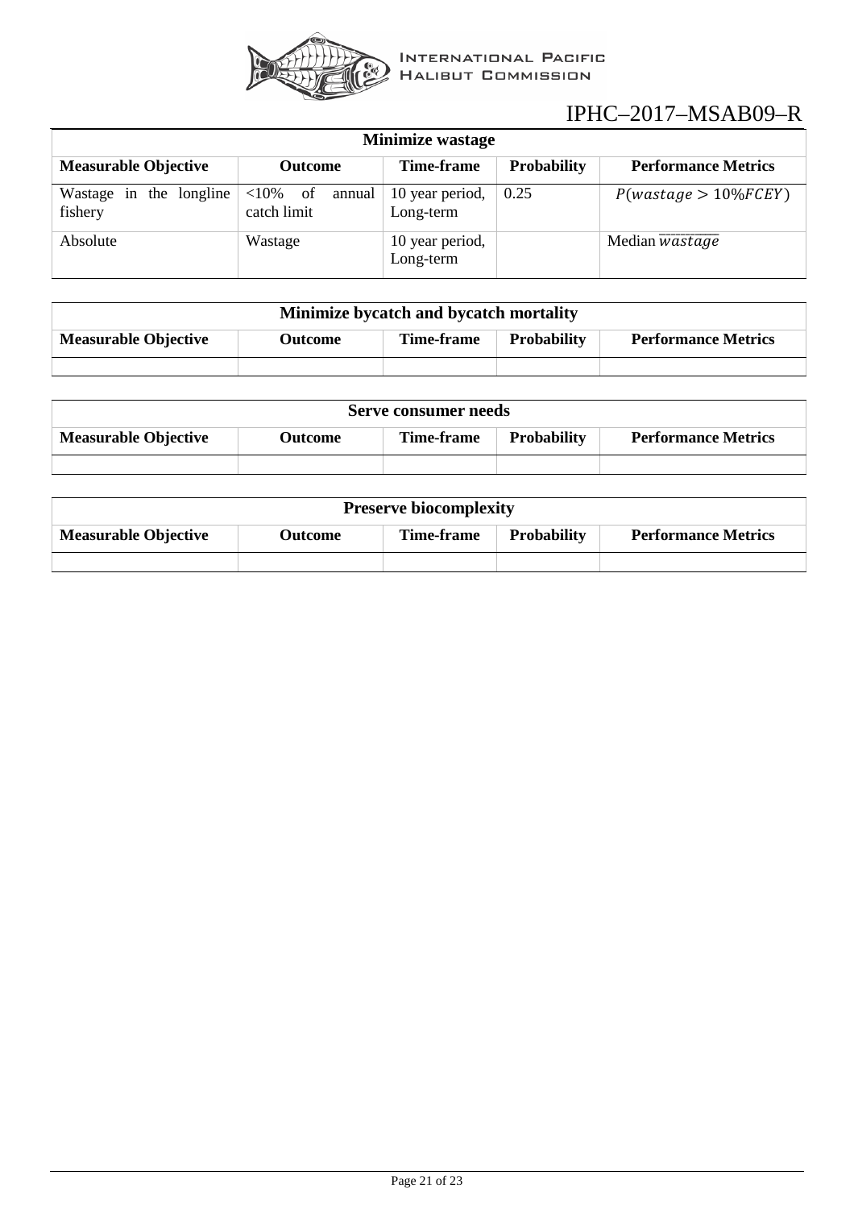| Minimize wastage | | | | |
|---|---|---|---|---|
| **Measurable Objective** | **Outcome** | **Time-frame** | **Probability** | **Performance Metrics** |
| Wastage in the longline fishery | <10% of annual catch limit | 10 year period, Long-term | 0.25 | $P(wastage > 10\%FCEY)$ |
| Absolute | Wastage | 10 year period, Long-term | | Median $\overline{wastage}$ |

| Minimize bycatch and bycatch mortality | | | | |
|---|---|---|---|---|
| **Measurable Objective** | **Outcome** | **Time-frame** | **Probability** | **Performance Metrics** |
| | | | | |

| Serve consumer needs | | | | |
|---|---|---|---|---|
| **Measurable Objective** | **Outcome** | **Time-frame** | **Probability** | **Performance Metrics** |
| | | | | |

| Preserve biocomplexity | | | | |
|---|---|---|---|---|
| **Measurable Objective** | **Outcome** | **Time-frame** | **Probability** | **Performance Metrics** |
| | | | | |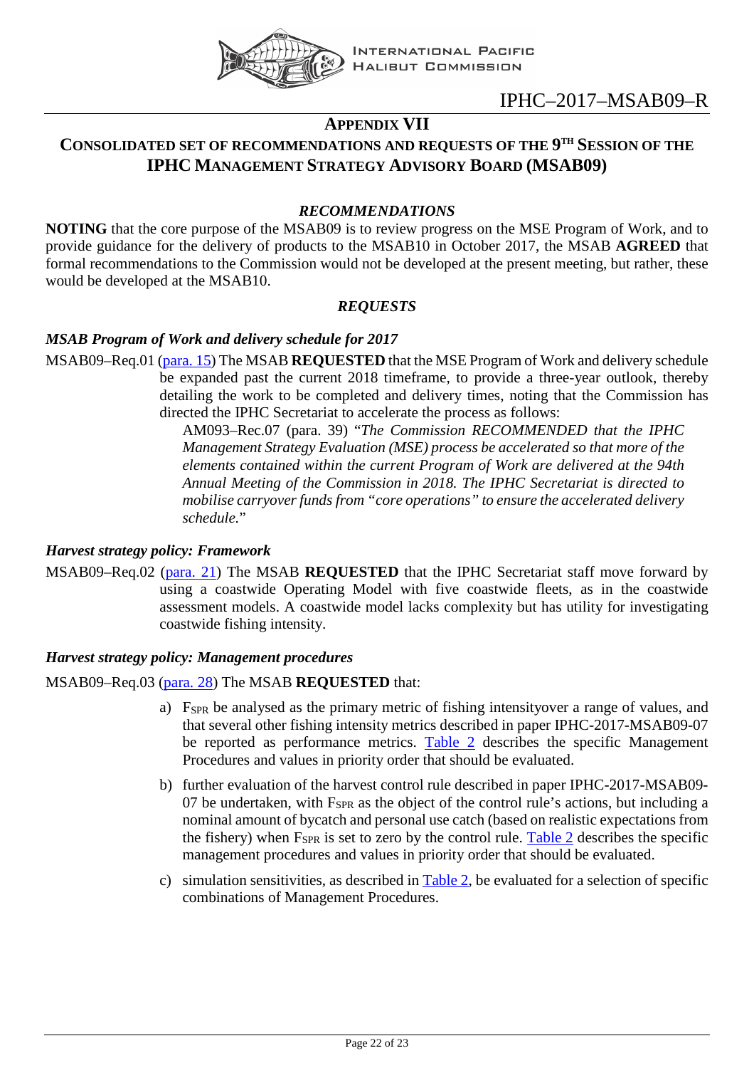## APPENDIX VII

## CONSOLIDATED SET OF RECOMMENDATIONS AND REQUESTS OF THE 9TH SESSION OF THE IPHC MANAGEMENT STRATEGY ADVISORY BOARD (MSAB09)

### *RECOMMENDATIONS*

**NOTING** that the core purpose of the MSAB09 is to review progress on the MSE Program of Work, and to provide guidance for the delivery of products to the MSAB10 in October 2017, the MSAB **AGREED** that formal recommendations to the Commission would not be developed at the present meeting, but rather, these would be developed at the MSAB10.

### *REQUESTS*

#### *MSAB Program of Work and delivery schedule for 2017*

MSAB09–Req.01 (para. 15) The MSAB **REQUESTED** that the MSE Program of Work and delivery schedule be expanded past the current 2018 timeframe, to provide a three-year outlook, thereby detailing the work to be completed and delivery times, noting that the Commission has directed the IPHC Secretariat to accelerate the process as follows:

> AM093–Rec.07 (para. 39) "*The Commission RECOMMENDED that the IPHC Management Strategy Evaluation (MSE) process be accelerated so that more of the elements contained within the current Program of Work are delivered at the 94th Annual Meeting of the Commission in 2018. The IPHC Secretariat is directed to mobilise carryover funds from "core operations" to ensure the accelerated delivery schedule.*"

#### *Harvest strategy policy: Framework*

MSAB09–Req.02 (para. 21) The MSAB **REQUESTED** that the IPHC Secretariat staff move forward by using a coastwide Operating Model with five coastwide fleets, as in the coastwide assessment models. A coastwide model lacks complexity but has utility for investigating coastwide fishing intensity.

#### *Harvest strategy policy: Management procedures*

MSAB09–Req.03 (para. 28) The MSAB **REQUESTED** that:

a) $F_{SPR}$ be analysed as the primary metric of fishing intensityover a range of values, and that several other fishing intensity metrics described in paper IPHC-2017-MSAB09-07 be reported as performance metrics. Table 2 describes the specific Management Procedures and values in priority order that should be evaluated.

b) further evaluation of the harvest control rule described in paper IPHC-2017-MSAB09-07 be undertaken, with $F_{SPR}$ as the object of the control rule's actions, but including a nominal amount of bycatch and personal use catch (based on realistic expectations from the fishery) when $F_{SPR}$ is set to zero by the control rule. Table 2 describes the specific management procedures and values in priority order that should be evaluated.

c) simulation sensitivities, as described in Table 2, be evaluated for a selection of specific combinations of Management Procedures.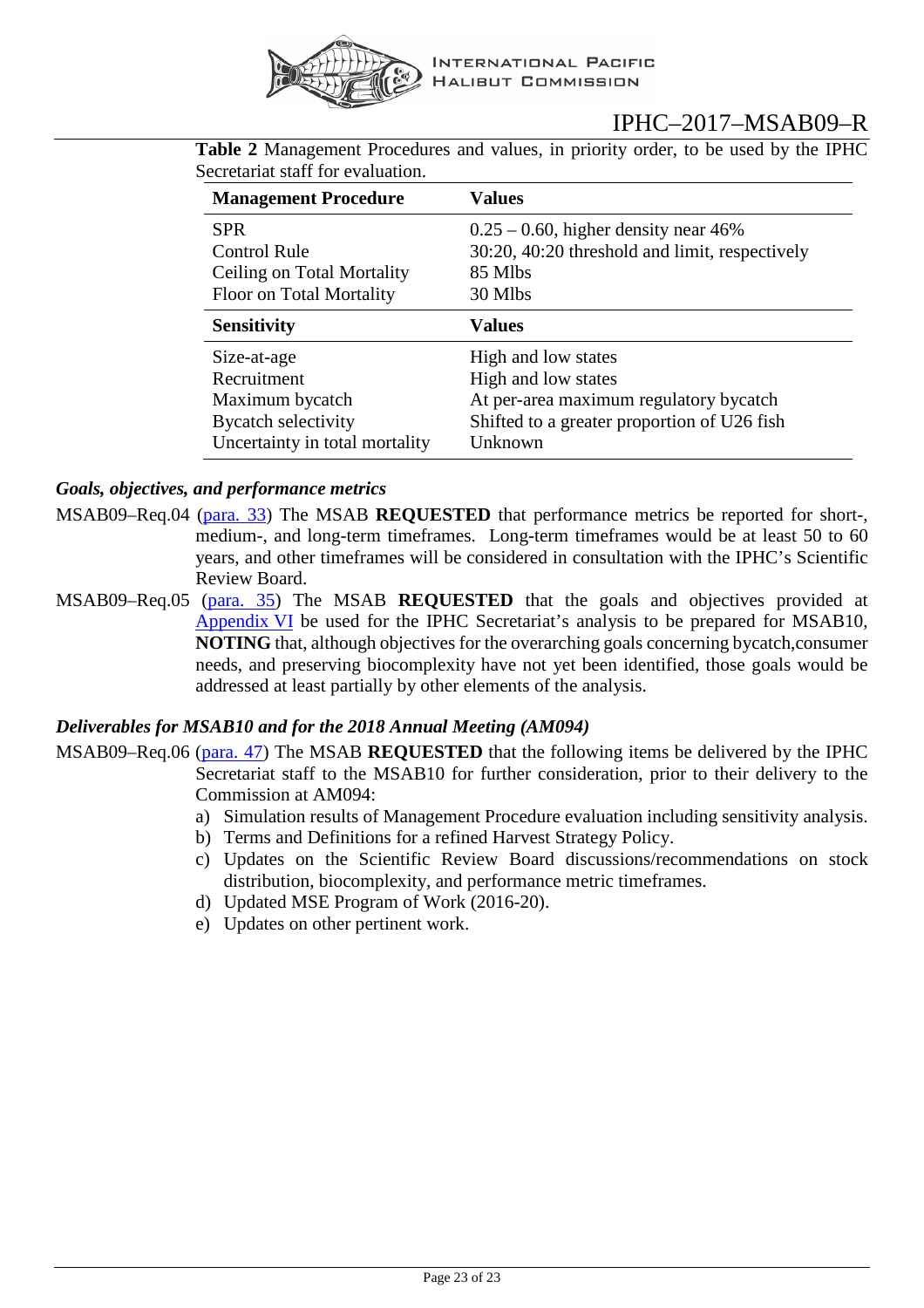**Table 2** Management Procedures and values, in priority order, to be used by the IPHC Secretariat staff for evaluation.

| Management Procedure | Values |
|---|---|
| SPR | 0.25 – 0.60, higher density near 46% |
| Control Rule | 30:20, 40:20 threshold and limit, respectively |
| Ceiling on Total Mortality | 85 Mlbs |
| Floor on Total Mortality | 30 Mlbs |
| **Sensitivity** | **Values** |
| Size-at-age | High and low states |
| Recruitment | High and low states |
| Maximum bycatch | At per-area maximum regulatory bycatch |
| Bycatch selectivity | Shifted to a greater proportion of U26 fish |
| Uncertainty in total mortality | Unknown |

### *Goals, objectives, and performance metrics*

MSAB09–Req.04 (para. 33) The MSAB **REQUESTED** that performance metrics be reported for short-, medium-, and long-term timeframes. Long-term timeframes would be at least 50 to 60 years, and other timeframes will be considered in consultation with the IPHC's Scientific Review Board.

MSAB09–Req.05 (para. 35) The MSAB **REQUESTED** that the goals and objectives provided at Appendix VI be used for the IPHC Secretariat's analysis to be prepared for MSAB10, **NOTING** that, although objectives for the overarching goals concerning bycatch,consumer needs, and preserving biocomplexity have not yet been identified, those goals would be addressed at least partially by other elements of the analysis.

### *Deliverables for MSAB10 and for the 2018 Annual Meeting (AM094)*

MSAB09–Req.06 (para. 47) The MSAB **REQUESTED** that the following items be delivered by the IPHC Secretariat staff to the MSAB10 for further consideration, prior to their delivery to the Commission at AM094:

a) Simulation results of Management Procedure evaluation including sensitivity analysis.
b) Terms and Definitions for a refined Harvest Strategy Policy.
c) Updates on the Scientific Review Board discussions/recommendations on stock distribution, biocomplexity, and performance metric timeframes.
d) Updated MSE Program of Work (2016-20).
e) Updates on other pertinent work.